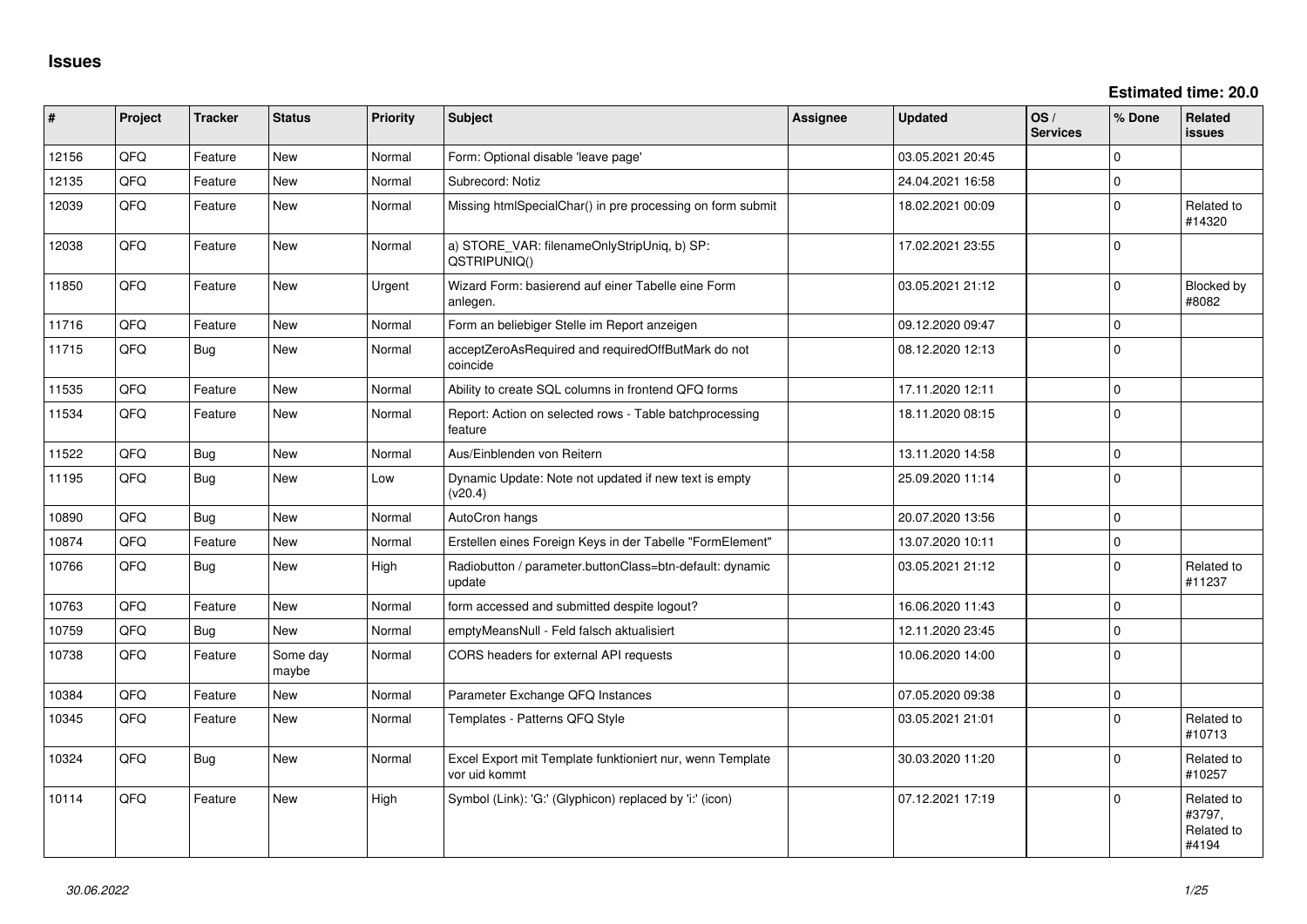# Issues

**Estimated time: 20.0**

| # | Project | Tracker | Status | Priority | Subject | Assignee | Updated | OS / Services | % Done | Related issues |
|---|---|---|---|---|---|---|---|---|---|---|
| 12156 | QFQ | Feature | New | Normal | Form: Optional disable 'leave page' | | 03.05.2021 20:45 | | 0 | |
| 12135 | QFQ | Feature | New | Normal | Subrecord: Notiz | | 24.04.2021 16:58 | | 0 | |
| 12039 | QFQ | Feature | New | Normal | Missing htmlSpecialChar() in pre processing on form submit | | 18.02.2021 00:09 | | 0 | Related to #14320 |
| 12038 | QFQ | Feature | New | Normal | a) STORE_VAR: filenameOnlyStripUniq, b) SP: QSTRIPUNIQ() | | 17.02.2021 23:55 | | 0 | |
| 11850 | QFQ | Feature | New | Urgent | Wizard Form: basierend auf einer Tabelle eine Form anlegen. | | 03.05.2021 21:12 | | 0 | Blocked by #8082 |
| 11716 | QFQ | Feature | New | Normal | Form an beliebiger Stelle im Report anzeigen | | 09.12.2020 09:47 | | 0 | |
| 11715 | QFQ | Bug | New | Normal | acceptZeroAsRequired and requiredOffButMark do not coincide | | 08.12.2020 12:13 | | 0 | |
| 11535 | QFQ | Feature | New | Normal | Ability to create SQL columns in frontend QFQ forms | | 17.11.2020 12:11 | | 0 | |
| 11534 | QFQ | Feature | New | Normal | Report: Action on selected rows - Table batchprocessing feature | | 18.11.2020 08:15 | | 0 | |
| 11522 | QFQ | Bug | New | Normal | Aus/Einblenden von Reitern | | 13.11.2020 14:58 | | 0 | |
| 11195 | QFQ | Bug | New | Low | Dynamic Update: Note not updated if new text is empty (v20.4) | | 25.09.2020 11:14 | | 0 | |
| 10890 | QFQ | Bug | New | Normal | AutoCron hangs | | 20.07.2020 13:56 | | 0 | |
| 10874 | QFQ | Feature | New | Normal | Erstellen eines Foreign Keys in der Tabelle "FormElement" | | 13.07.2020 10:11 | | 0 | |
| 10766 | QFQ | Bug | New | High | Radiobutton / parameter.buttonClass=btn-default: dynamic update | | 03.05.2021 21:12 | | 0 | Related to #11237 |
| 10763 | QFQ | Feature | New | Normal | form accessed and submitted despite logout? | | 16.06.2020 11:43 | | 0 | |
| 10759 | QFQ | Bug | New | Normal | emptyMeansNull - Feld falsch aktualisiert | | 12.11.2020 23:45 | | 0 | |
| 10738 | QFQ | Feature | Some day maybe | Normal | CORS headers for external API requests | | 10.06.2020 14:00 | | 0 | |
| 10384 | QFQ | Feature | New | Normal | Parameter Exchange QFQ Instances | | 07.05.2020 09:38 | | 0 | |
| 10345 | QFQ | Feature | New | Normal | Templates - Patterns QFQ Style | | 03.05.2021 21:01 | | 0 | Related to #10713 |
| 10324 | QFQ | Bug | New | Normal | Excel Export mit Template funktioniert nur, wenn Template vor uid kommt | | 30.03.2020 11:20 | | 0 | Related to #10257 |
| 10114 | QFQ | Feature | New | High | Symbol (Link): 'G:' (Glyphicon) replaced by 'i:' (icon) | | 07.12.2021 17:19 | | 0 | Related to #3797, Related to #4194 |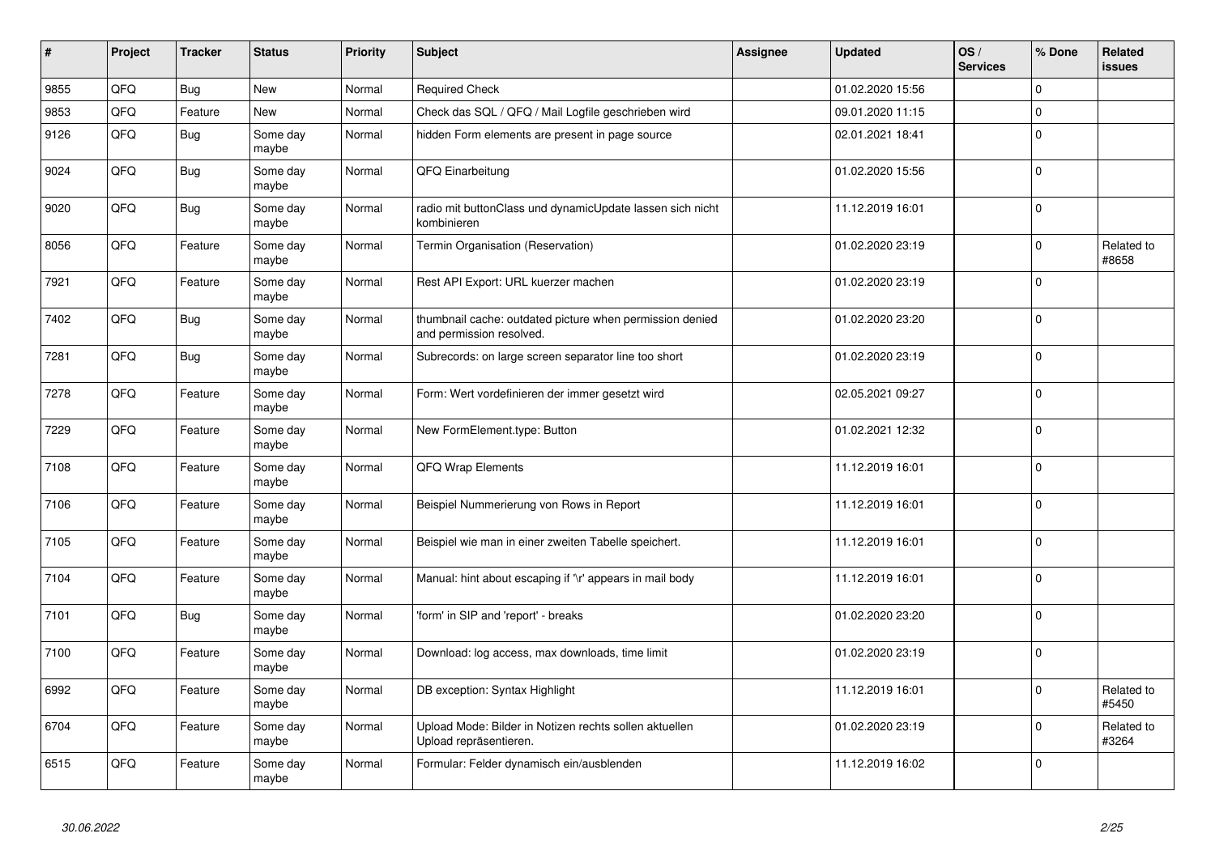| # | Project | Tracker | Status | Priority | Subject | Assignee | Updated | OS / Services | % Done | Related issues |
|---|---|---|---|---|---|---|---|---|---|---|
| 9855 | QFQ | Bug | New | Normal | Required Check | | 01.02.2020 15:56 | | 0 | |
| 9853 | QFQ | Feature | New | Normal | Check das SQL / QFQ / Mail Logfile geschrieben wird | | 09.01.2020 11:15 | | 0 | |
| 9126 | QFQ | Bug | Some day maybe | Normal | hidden Form elements are present in page source | | 02.01.2021 18:41 | | 0 | |
| 9024 | QFQ | Bug | Some day maybe | Normal | QFQ Einarbeitung | | 01.02.2020 15:56 | | 0 | |
| 9020 | QFQ | Bug | Some day maybe | Normal | radio mit buttonClass und dynamicUpdate lassen sich nicht kombinieren | | 11.12.2019 16:01 | | 0 | |
| 8056 | QFQ | Feature | Some day maybe | Normal | Termin Organisation (Reservation) | | 01.02.2020 23:19 | | 0 | Related to #8658 |
| 7921 | QFQ | Feature | Some day maybe | Normal | Rest API Export: URL kuerzer machen | | 01.02.2020 23:19 | | 0 | |
| 7402 | QFQ | Bug | Some day maybe | Normal | thumbnail cache: outdated picture when permission denied and permission resolved. | | 01.02.2020 23:20 | | 0 | |
| 7281 | QFQ | Bug | Some day maybe | Normal | Subrecords: on large screen separator line too short | | 01.02.2020 23:19 | | 0 | |
| 7278 | QFQ | Feature | Some day maybe | Normal | Form: Wert vordefinieren der immer gesetzt wird | | 02.05.2021 09:27 | | 0 | |
| 7229 | QFQ | Feature | Some day maybe | Normal | New FormElement.type: Button | | 01.02.2021 12:32 | | 0 | |
| 7108 | QFQ | Feature | Some day maybe | Normal | QFQ Wrap Elements | | 11.12.2019 16:01 | | 0 | |
| 7106 | QFQ | Feature | Some day maybe | Normal | Beispiel Nummerierung von Rows in Report | | 11.12.2019 16:01 | | 0 | |
| 7105 | QFQ | Feature | Some day maybe | Normal | Beispiel wie man in einer zweiten Tabelle speichert. | | 11.12.2019 16:01 | | 0 | |
| 7104 | QFQ | Feature | Some day maybe | Normal | Manual: hint about escaping if '\r' appears in mail body | | 11.12.2019 16:01 | | 0 | |
| 7101 | QFQ | Bug | Some day maybe | Normal | 'form' in SIP and 'report' - breaks | | 01.02.2020 23:20 | | 0 | |
| 7100 | QFQ | Feature | Some day maybe | Normal | Download: log access, max downloads, time limit | | 01.02.2020 23:19 | | 0 | |
| 6992 | QFQ | Feature | Some day maybe | Normal | DB exception: Syntax Highlight | | 11.12.2019 16:01 | | 0 | Related to #5450 |
| 6704 | QFQ | Feature | Some day maybe | Normal | Upload Mode: Bilder in Notizen rechts sollen aktuellen Upload repräsentieren. | | 01.02.2020 23:19 | | 0 | Related to #3264 |
| 6515 | QFQ | Feature | Some day maybe | Normal | Formular: Felder dynamisch ein/ausblenden | | 11.12.2019 16:02 | | 0 | |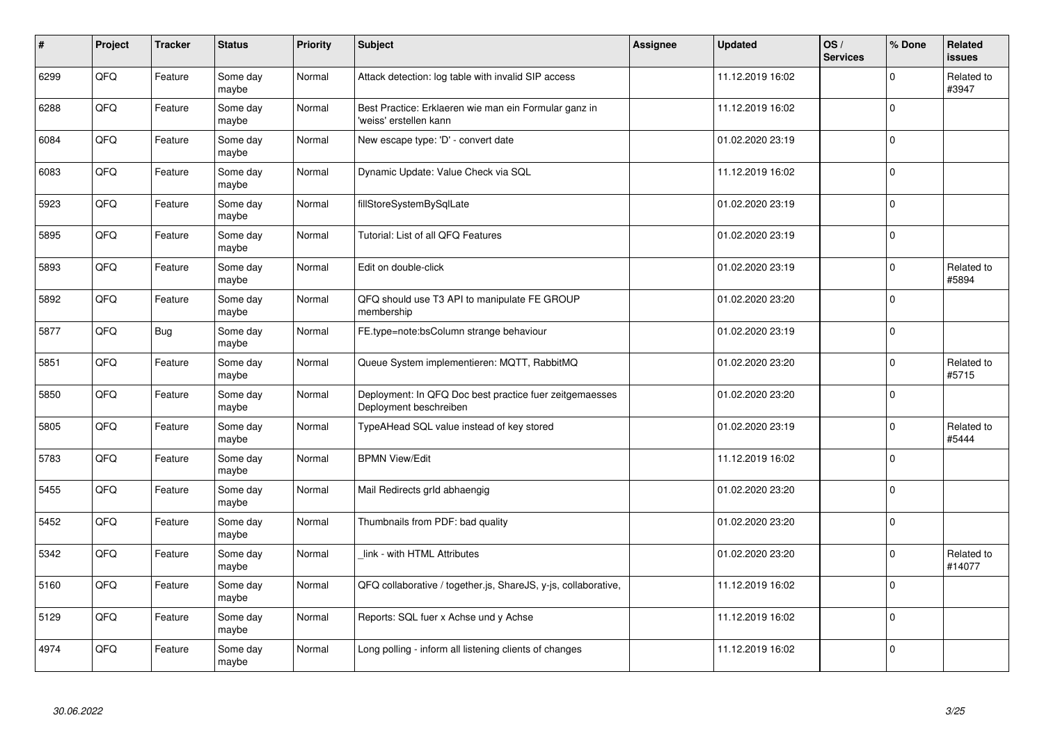| # | Project | Tracker | Status | Priority | Subject | Assignee | Updated | OS / Services | % Done | Related issues |
|---|---|---|---|---|---|---|---|---|---|---|
| 6299 | QFQ | Feature | Some day maybe | Normal | Attack detection: log table with invalid SIP access | | 11.12.2019 16:02 | | 0 | Related to #3947 |
| 6288 | QFQ | Feature | Some day maybe | Normal | Best Practice: Erklaeren wie man ein Formular ganz in 'weiss' erstellen kann | | 11.12.2019 16:02 | | 0 | |
| 6084 | QFQ | Feature | Some day maybe | Normal | New escape type: 'D' - convert date | | 01.02.2020 23:19 | | 0 | |
| 6083 | QFQ | Feature | Some day maybe | Normal | Dynamic Update: Value Check via SQL | | 11.12.2019 16:02 | | 0 | |
| 5923 | QFQ | Feature | Some day maybe | Normal | fillStoreSystemBySqlLate | | 01.02.2020 23:19 | | 0 | |
| 5895 | QFQ | Feature | Some day maybe | Normal | Tutorial: List of all QFQ Features | | 01.02.2020 23:19 | | 0 | |
| 5893 | QFQ | Feature | Some day maybe | Normal | Edit on double-click | | 01.02.2020 23:19 | | 0 | Related to #5894 |
| 5892 | QFQ | Feature | Some day maybe | Normal | QFQ should use T3 API to manipulate FE GROUP membership | | 01.02.2020 23:20 | | 0 | |
| 5877 | QFQ | Bug | Some day maybe | Normal | FE.type=note:bsColumn strange behaviour | | 01.02.2020 23:19 | | 0 | |
| 5851 | QFQ | Feature | Some day maybe | Normal | Queue System implementieren: MQTT, RabbitMQ | | 01.02.2020 23:20 | | 0 | Related to #5715 |
| 5850 | QFQ | Feature | Some day maybe | Normal | Deployment: In QFQ Doc best practice fuer zeitgemaesses Deployment beschreiben | | 01.02.2020 23:20 | | 0 | |
| 5805 | QFQ | Feature | Some day maybe | Normal | TypeAHead SQL value instead of key stored | | 01.02.2020 23:19 | | 0 | Related to #5444 |
| 5783 | QFQ | Feature | Some day maybe | Normal | BPMN View/Edit | | 11.12.2019 16:02 | | 0 | |
| 5455 | QFQ | Feature | Some day maybe | Normal | Mail Redirects grId abhaengig | | 01.02.2020 23:20 | | 0 | |
| 5452 | QFQ | Feature | Some day maybe | Normal | Thumbnails from PDF: bad quality | | 01.02.2020 23:20 | | 0 | |
| 5342 | QFQ | Feature | Some day maybe | Normal | _link - with HTML Attributes | | 01.02.2020 23:20 | | 0 | Related to #14077 |
| 5160 | QFQ | Feature | Some day maybe | Normal | QFQ collaborative / together.js, ShareJS, y-js, collaborative, | | 11.12.2019 16:02 | | 0 | |
| 5129 | QFQ | Feature | Some day maybe | Normal | Reports: SQL fuer x Achse und y Achse | | 11.12.2019 16:02 | | 0 | |
| 4974 | QFQ | Feature | Some day maybe | Normal | Long polling - inform all listening clients of changes | | 11.12.2019 16:02 | | 0 | |

*30.06.2022*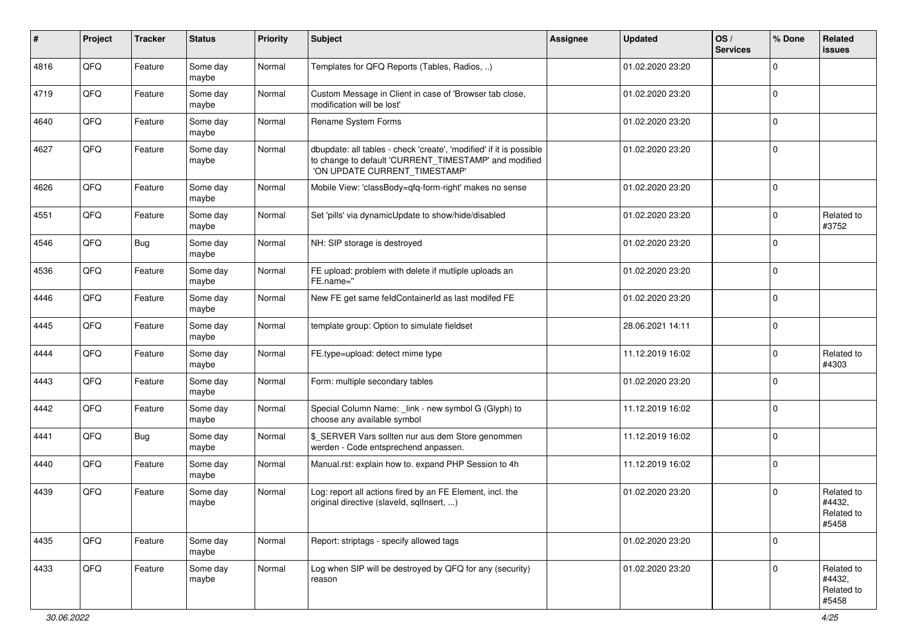| # | Project | Tracker | Status | Priority | Subject | Assignee | Updated | OS / Services | % Done | Related issues |
|---|---|---|---|---|---|---|---|---|---|---|
| 4816 | QFQ | Feature | Some day maybe | Normal | Templates for QFQ Reports (Tables, Radios, ..) | | 01.02.2020 23:20 | | 0 | |
| 4719 | QFQ | Feature | Some day maybe | Normal | Custom Message in Client in case of 'Browser tab close, modification will be lost' | | 01.02.2020 23:20 | | 0 | |
| 4640 | QFQ | Feature | Some day maybe | Normal | Rename System Forms | | 01.02.2020 23:20 | | 0 | |
| 4627 | QFQ | Feature | Some day maybe | Normal | dbupdate: all tables - check 'create', 'modified' if it is possible to change to default 'CURRENT_TIMESTAMP' and modified 'ON UPDATE CURRENT_TIMESTAMP' | | 01.02.2020 23:20 | | 0 | |
| 4626 | QFQ | Feature | Some day maybe | Normal | Mobile View: 'classBody=qfq-form-right' makes no sense | | 01.02.2020 23:20 | | 0 | |
| 4551 | QFQ | Feature | Some day maybe | Normal | Set 'pills' via dynamicUpdate to show/hide/disabled | | 01.02.2020 23:20 | | 0 | Related to #3752 |
| 4546 | QFQ | Bug | Some day maybe | Normal | NH: SIP storage is destroyed | | 01.02.2020 23:20 | | 0 | |
| 4536 | QFQ | Feature | Some day maybe | Normal | FE upload: problem with delete if mutliple uploads an FE.name='' | | 01.02.2020 23:20 | | 0 | |
| 4446 | QFQ | Feature | Some day maybe | Normal | New FE get same feldContainerId as last modifed FE | | 01.02.2020 23:20 | | 0 | |
| 4445 | QFQ | Feature | Some day maybe | Normal | template group: Option to simulate fieldset | | 28.06.2021 14:11 | | 0 | |
| 4444 | QFQ | Feature | Some day maybe | Normal | FE.type=upload: detect mime type | | 11.12.2019 16:02 | | 0 | Related to #4303 |
| 4443 | QFQ | Feature | Some day maybe | Normal | Form: multiple secondary tables | | 01.02.2020 23:20 | | 0 | |
| 4442 | QFQ | Feature | Some day maybe | Normal | Special Column Name: _link - new symbol G (Glyph) to choose any available symbol | | 11.12.2019 16:02 | | 0 | |
| 4441 | QFQ | Bug | Some day maybe | Normal | $_SERVER Vars sollten nur aus dem Store genommen werden - Code entsprechend anpassen. | | 11.12.2019 16:02 | | 0 | |
| 4440 | QFQ | Feature | Some day maybe | Normal | Manual.rst: explain how to. expand PHP Session to 4h | | 11.12.2019 16:02 | | 0 | |
| 4439 | QFQ | Feature | Some day maybe | Normal | Log: report all actions fired by an FE Element, incl. the original directive (slaveId, sqlInsert, ...) | | 01.02.2020 23:20 | | 0 | Related to #4432, Related to #5458 |
| 4435 | QFQ | Feature | Some day maybe | Normal | Report: striptags - specify allowed tags | | 01.02.2020 23:20 | | 0 | |
| 4433 | QFQ | Feature | Some day maybe | Normal | Log when SIP will be destroyed by QFQ for any (security) reason | | 01.02.2020 23:20 | | 0 | Related to #4432, Related to #5458 |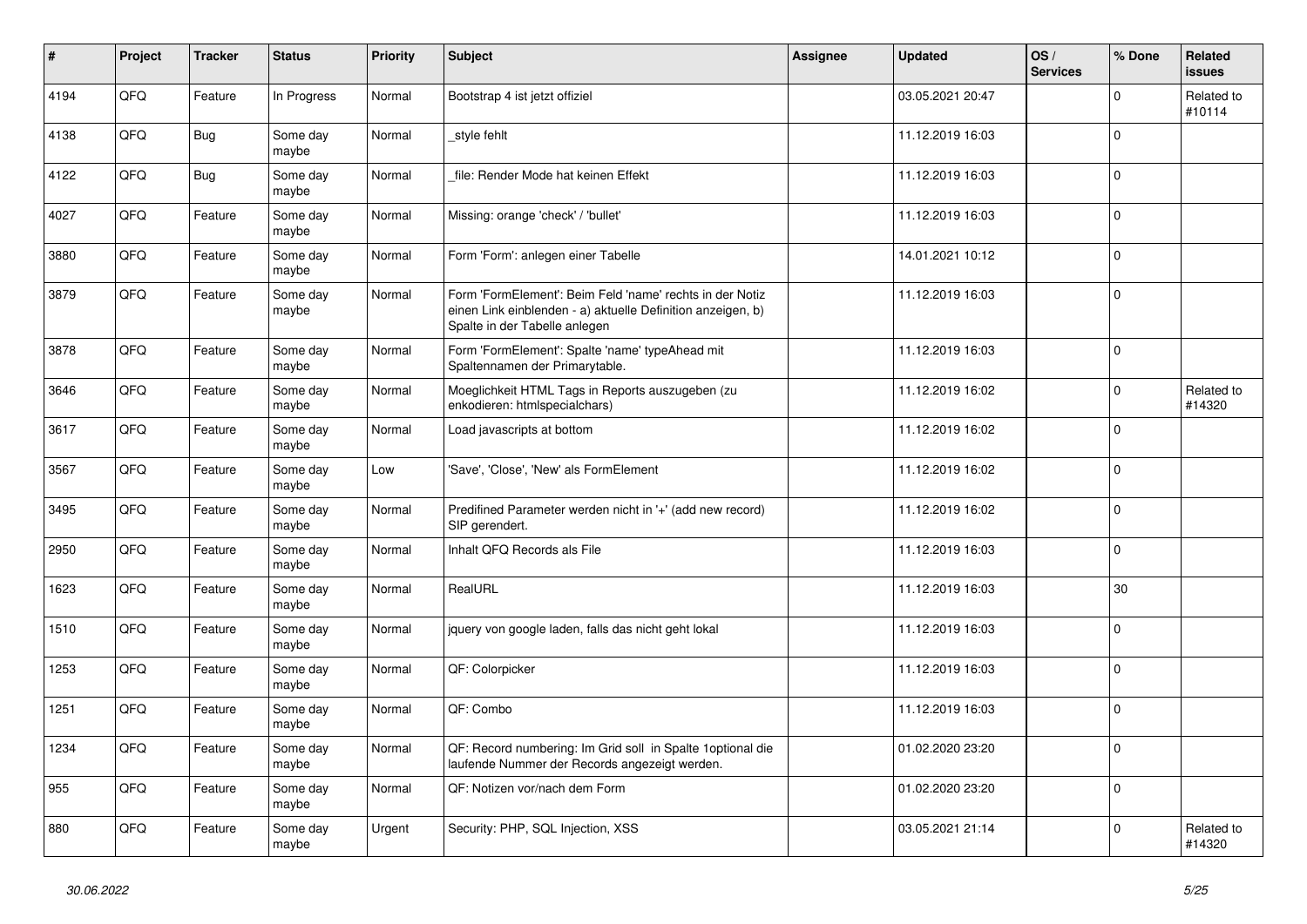| # | Project | Tracker | Status | Priority | Subject | Assignee | Updated | OS / Services | % Done | Related issues |
|---|---|---|---|---|---|---|---|---|---|---|
| 4194 | QFQ | Feature | In Progress | Normal | Bootstrap 4 ist jetzt offiziel | | 03.05.2021 20:47 | | 0 | Related to #10114 |
| 4138 | QFQ | Bug | Some day maybe | Normal | _style fehlt | | 11.12.2019 16:03 | | 0 | |
| 4122 | QFQ | Bug | Some day maybe | Normal | _file: Render Mode hat keinen Effekt | | 11.12.2019 16:03 | | 0 | |
| 4027 | QFQ | Feature | Some day maybe | Normal | Missing: orange 'check' / 'bullet' | | 11.12.2019 16:03 | | 0 | |
| 3880 | QFQ | Feature | Some day maybe | Normal | Form 'Form': anlegen einer Tabelle | | 14.01.2021 10:12 | | 0 | |
| 3879 | QFQ | Feature | Some day maybe | Normal | Form 'FormElement': Beim Feld 'name' rechts in der Notiz einen Link einblenden - a) aktuelle Definition anzeigen, b) Spalte in der Tabelle anlegen | | 11.12.2019 16:03 | | 0 | |
| 3878 | QFQ | Feature | Some day maybe | Normal | Form 'FormElement': Spalte 'name' typeAhead mit Spaltennamen der Primarytable. | | 11.12.2019 16:03 | | 0 | |
| 3646 | QFQ | Feature | Some day maybe | Normal | Moeglichkeit HTML Tags in Reports auszugeben (zu enkodieren: htmlspecialchars) | | 11.12.2019 16:02 | | 0 | Related to #14320 |
| 3617 | QFQ | Feature | Some day maybe | Normal | Load javascripts at bottom | | 11.12.2019 16:02 | | 0 | |
| 3567 | QFQ | Feature | Some day maybe | Low | 'Save', 'Close', 'New' als FormElement | | 11.12.2019 16:02 | | 0 | |
| 3495 | QFQ | Feature | Some day maybe | Normal | Predifined Parameter werden nicht in '+' (add new record) SIP gerendert. | | 11.12.2019 16:02 | | 0 | |
| 2950 | QFQ | Feature | Some day maybe | Normal | Inhalt QFQ Records als File | | 11.12.2019 16:03 | | 0 | |
| 1623 | QFQ | Feature | Some day maybe | Normal | RealURL | | 11.12.2019 16:03 | | 30 | |
| 1510 | QFQ | Feature | Some day maybe | Normal | jquery von google laden, falls das nicht geht lokal | | 11.12.2019 16:03 | | 0 | |
| 1253 | QFQ | Feature | Some day maybe | Normal | QF: Colorpicker | | 11.12.2019 16:03 | | 0 | |
| 1251 | QFQ | Feature | Some day maybe | Normal | QF: Combo | | 11.12.2019 16:03 | | 0 | |
| 1234 | QFQ | Feature | Some day maybe | Normal | QF: Record numbering: Im Grid soll in Spalte 1optional die laufende Nummer der Records angezeigt werden. | | 01.02.2020 23:20 | | 0 | |
| 955 | QFQ | Feature | Some day maybe | Normal | QF: Notizen vor/nach dem Form | | 01.02.2020 23:20 | | 0 | |
| 880 | QFQ | Feature | Some day maybe | Urgent | Security: PHP, SQL Injection, XSS | | 03.05.2021 21:14 | | 0 | Related to #14320 |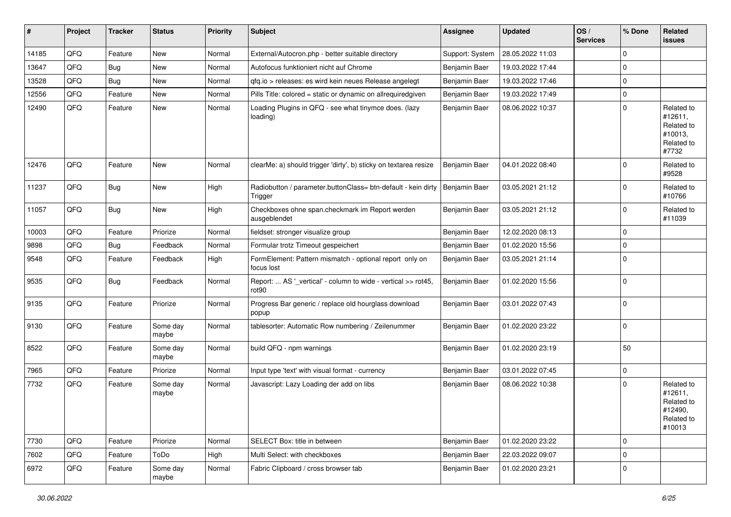| # | Project | Tracker | Status | Priority | Subject | Assignee | Updated | OS / Services | % Done | Related issues |
|---|---|---|---|---|---|---|---|---|---|---|
| 14185 | QFQ | Feature | New | Normal | External/Autocron.php - better suitable directory | Support: System | 28.05.2022 11:03 | | 0 | |
| 13647 | QFQ | Bug | New | Normal | Autofocus funktioniert nicht auf Chrome | Benjamin Baer | 19.03.2022 17:44 | | 0 | |
| 13528 | QFQ | Bug | New | Normal | qfq.io > releases: es wird kein neues Release angelegt | Benjamin Baer | 19.03.2022 17:46 | | 0 | |
| 12556 | QFQ | Feature | New | Normal | Pills Title: colored = static or dynamic on allrequiredgiven | Benjamin Baer | 19.03.2022 17:49 | | 0 | |
| 12490 | QFQ | Feature | New | Normal | Loading Plugins in QFQ - see what tinymce does. (lazy loading) | Benjamin Baer | 08.06.2022 10:37 | | 0 | Related to #12611, Related to #10013, Related to #7732 |
| 12476 | QFQ | Feature | New | Normal | clearMe: a) should trigger 'dirty', b) sticky on textarea resize | Benjamin Baer | 04.01.2022 08:40 | | 0 | Related to #9528 |
| 11237 | QFQ | Bug | New | High | Radiobutton / parameter.buttonClass= btn-default - kein dirty Trigger | Benjamin Baer | 03.05.2021 21:12 | | 0 | Related to #10766 |
| 11057 | QFQ | Bug | New | High | Checkboxes ohne span.checkmark im Report werden ausgeblendet | Benjamin Baer | 03.05.2021 21:12 | | 0 | Related to #11039 |
| 10003 | QFQ | Feature | Priorize | Normal | fieldset: stronger visualize group | Benjamin Baer | 12.02.2020 08:13 | | 0 | |
| 9898 | QFQ | Bug | Feedback | Normal | Formular trotz Timeout gespeichert | Benjamin Baer | 01.02.2020 15:56 | | 0 | |
| 9548 | QFQ | Feature | Feedback | High | FormElement: Pattern mismatch - optional report only on focus lost | Benjamin Baer | 03.05.2021 21:14 | | 0 | |
| 9535 | QFQ | Bug | Feedback | Normal | Report: ... AS '_vertical' - column to wide - vertical >> rot45, rot90 | Benjamin Baer | 01.02.2020 15:56 | | 0 | |
| 9135 | QFQ | Feature | Priorize | Normal | Progress Bar generic / replace old hourglass download popup | Benjamin Baer | 03.01.2022 07:43 | | 0 | |
| 9130 | QFQ | Feature | Some day maybe | Normal | tablesorter: Automatic Row numbering / Zeilenummer | Benjamin Baer | 01.02.2020 23:22 | | 0 | |
| 8522 | QFQ | Feature | Some day maybe | Normal | build QFQ - npm warnings | Benjamin Baer | 01.02.2020 23:19 | | 50 | |
| 7965 | QFQ | Feature | Priorize | Normal | Input type 'text' with visual format - currency | Benjamin Baer | 03.01.2022 07:45 | | 0 | |
| 7732 | QFQ | Feature | Some day maybe | Normal | Javascript: Lazy Loading der add on libs | Benjamin Baer | 08.06.2022 10:38 | | 0 | Related to #12611, Related to #12490, Related to #10013 |
| 7730 | QFQ | Feature | Priorize | Normal | SELECT Box: title in between | Benjamin Baer | 01.02.2020 23:22 | | 0 | |
| 7602 | QFQ | Feature | ToDo | High | Multi Select: with checkboxes | Benjamin Baer | 22.03.2022 09:07 | | 0 | |
| 6972 | QFQ | Feature | Some day maybe | Normal | Fabric Clipboard / cross browser tab | Benjamin Baer | 01.02.2020 23:21 | | 0 | |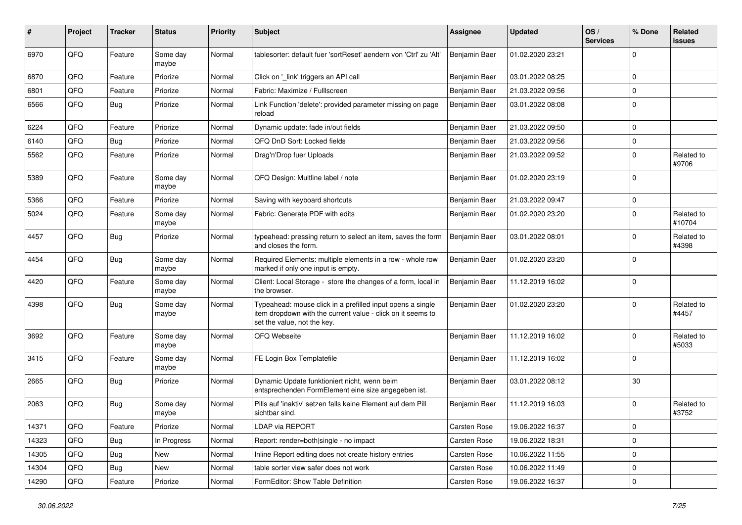| # | Project | Tracker | Status | Priority | Subject | Assignee | Updated | OS / Services | % Done | Related issues |
|---|---|---|---|---|---|---|---|---|---|---|
| 6970 | QFQ | Feature | Some day maybe | Normal | tablesorter: default fuer 'sortReset' aendern von 'Ctrl' zu 'Alt' | Benjamin Baer | 01.02.2020 23:21 | | 0 | |
| 6870 | QFQ | Feature | Priorize | Normal | Click on '_link' triggers an API call | Benjamin Baer | 03.01.2022 08:25 | | 0 | |
| 6801 | QFQ | Feature | Priorize | Normal | Fabric: Maximize / Fulllscreen | Benjamin Baer | 21.03.2022 09:56 | | 0 | |
| 6566 | QFQ | Bug | Priorize | Normal | Link Function 'delete': provided parameter missing on page reload | Benjamin Baer | 03.01.2022 08:08 | | 0 | |
| 6224 | QFQ | Feature | Priorize | Normal | Dynamic update: fade in/out fields | Benjamin Baer | 21.03.2022 09:50 | | 0 | |
| 6140 | QFQ | Bug | Priorize | Normal | QFQ DnD Sort: Locked fields | Benjamin Baer | 21.03.2022 09:56 | | 0 | |
| 5562 | QFQ | Feature | Priorize | Normal | Drag'n'Drop fuer Uploads | Benjamin Baer | 21.03.2022 09:52 | | 0 | Related to #9706 |
| 5389 | QFQ | Feature | Some day maybe | Normal | QFQ Design: Multline label / note | Benjamin Baer | 01.02.2020 23:19 | | 0 | |
| 5366 | QFQ | Feature | Priorize | Normal | Saving with keyboard shortcuts | Benjamin Baer | 21.03.2022 09:47 | | 0 | |
| 5024 | QFQ | Feature | Some day maybe | Normal | Fabric: Generate PDF with edits | Benjamin Baer | 01.02.2020 23:20 | | 0 | Related to #10704 |
| 4457 | QFQ | Bug | Priorize | Normal | typeahead: pressing return to select an item, saves the form and closes the form. | Benjamin Baer | 03.01.2022 08:01 | | 0 | Related to #4398 |
| 4454 | QFQ | Bug | Some day maybe | Normal | Required Elements: multiple elements in a row - whole row marked if only one input is empty. | Benjamin Baer | 01.02.2020 23:20 | | 0 | |
| 4420 | QFQ | Feature | Some day maybe | Normal | Client: Local Storage - store the changes of a form, local in the browser. | Benjamin Baer | 11.12.2019 16:02 | | 0 | |
| 4398 | QFQ | Bug | Some day maybe | Normal | Typeahead: mouse click in a prefilled input opens a single item dropdown with the current value - click on it seems to set the value, not the key. | Benjamin Baer | 01.02.2020 23:20 | | 0 | Related to #4457 |
| 3692 | QFQ | Feature | Some day maybe | Normal | QFQ Webseite | Benjamin Baer | 11.12.2019 16:02 | | 0 | Related to #5033 |
| 3415 | QFQ | Feature | Some day maybe | Normal | FE Login Box Templatefile | Benjamin Baer | 11.12.2019 16:02 | | 0 | |
| 2665 | QFQ | Bug | Priorize | Normal | Dynamic Update funktioniert nicht, wenn beim entsprechenden FormElement eine size angegeben ist. | Benjamin Baer | 03.01.2022 08:12 | | 30 | |
| 2063 | QFQ | Bug | Some day maybe | Normal | Pills auf 'inaktiv' setzen falls keine Element auf dem Pill sichtbar sind. | Benjamin Baer | 11.12.2019 16:03 | | 0 | Related to #3752 |
| 14371 | QFQ | Feature | Priorize | Normal | LDAP via REPORT | Carsten Rose | 19.06.2022 16:37 | | 0 | |
| 14323 | QFQ | Bug | In Progress | Normal | Report: render=both\|single - no impact | Carsten Rose | 19.06.2022 18:31 | | 0 | |
| 14305 | QFQ | Bug | New | Normal | Inline Report editing does not create history entries | Carsten Rose | 10.06.2022 11:55 | | 0 | |
| 14304 | QFQ | Bug | New | Normal | table sorter view safer does not work | Carsten Rose | 10.06.2022 11:49 | | 0 | |
| 14290 | QFQ | Feature | Priorize | Normal | FormEditor: Show Table Definition | Carsten Rose | 19.06.2022 16:37 | | 0 | |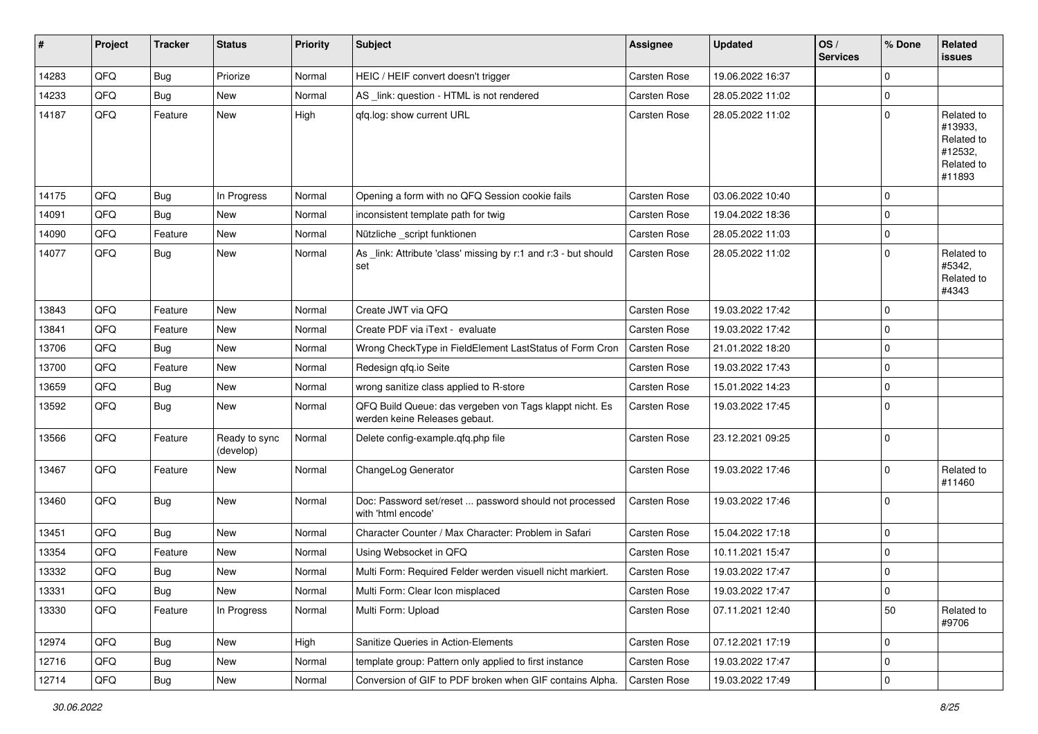| # | Project | Tracker | Status | Priority | Subject | Assignee | Updated | OS / Services | % Done | Related issues |
|---|---|---|---|---|---|---|---|---|---|---|
| 14283 | QFQ | Bug | Priorize | Normal | HEIC / HEIF convert doesn't trigger | Carsten Rose | 19.06.2022 16:37 | | 0 | |
| 14233 | QFQ | Bug | New | Normal | AS _link: question - HTML is not rendered | Carsten Rose | 28.05.2022 11:02 | | 0 | |
| 14187 | QFQ | Feature | New | High | qfq.log: show current URL | Carsten Rose | 28.05.2022 11:02 | | 0 | Related to #13933, Related to #12532, Related to #11893 |
| 14175 | QFQ | Bug | In Progress | Normal | Opening a form with no QFQ Session cookie fails | Carsten Rose | 03.06.2022 10:40 | | 0 | |
| 14091 | QFQ | Bug | New | Normal | inconsistent template path for twig | Carsten Rose | 19.04.2022 18:36 | | 0 | |
| 14090 | QFQ | Feature | New | Normal | Nützliche _script funktionen | Carsten Rose | 28.05.2022 11:03 | | 0 | |
| 14077 | QFQ | Bug | New | Normal | As _link: Attribute 'class' missing by r:1 and r:3 - but should set | Carsten Rose | 28.05.2022 11:02 | | 0 | Related to #5342, Related to #4343 |
| 13843 | QFQ | Feature | New | Normal | Create JWT via QFQ | Carsten Rose | 19.03.2022 17:42 | | 0 | |
| 13841 | QFQ | Feature | New | Normal | Create PDF via iText - evaluate | Carsten Rose | 19.03.2022 17:42 | | 0 | |
| 13706 | QFQ | Bug | New | Normal | Wrong CheckType in FieldElement LastStatus of Form Cron | Carsten Rose | 21.01.2022 18:20 | | 0 | |
| 13700 | QFQ | Feature | New | Normal | Redesign qfq.io Seite | Carsten Rose | 19.03.2022 17:43 | | 0 | |
| 13659 | QFQ | Bug | New | Normal | wrong sanitize class applied to R-store | Carsten Rose | 15.01.2022 14:23 | | 0 | |
| 13592 | QFQ | Bug | New | Normal | QFQ Build Queue: das vergeben von Tags klappt nicht. Es werden keine Releases gebaut. | Carsten Rose | 19.03.2022 17:45 | | 0 | |
| 13566 | QFQ | Feature | Ready to sync (develop) | Normal | Delete config-example.qfq.php file | Carsten Rose | 23.12.2021 09:25 | | 0 | |
| 13467 | QFQ | Feature | New | Normal | ChangeLog Generator | Carsten Rose | 19.03.2022 17:46 | | 0 | Related to #11460 |
| 13460 | QFQ | Bug | New | Normal | Doc: Password set/reset ... password should not processed with 'html encode' | Carsten Rose | 19.03.2022 17:46 | | 0 | |
| 13451 | QFQ | Bug | New | Normal | Character Counter / Max Character: Problem in Safari | Carsten Rose | 15.04.2022 17:18 | | 0 | |
| 13354 | QFQ | Feature | New | Normal | Using Websocket in QFQ | Carsten Rose | 10.11.2021 15:47 | | 0 | |
| 13332 | QFQ | Bug | New | Normal | Multi Form: Required Felder werden visuell nicht markiert. | Carsten Rose | 19.03.2022 17:47 | | 0 | |
| 13331 | QFQ | Bug | New | Normal | Multi Form: Clear Icon misplaced | Carsten Rose | 19.03.2022 17:47 | | 0 | |
| 13330 | QFQ | Feature | In Progress | Normal | Multi Form: Upload | Carsten Rose | 07.11.2021 12:40 | | 50 | Related to #9706 |
| 12974 | QFQ | Bug | New | High | Sanitize Queries in Action-Elements | Carsten Rose | 07.12.2021 17:19 | | 0 | |
| 12716 | QFQ | Bug | New | Normal | template group: Pattern only applied to first instance | Carsten Rose | 19.03.2022 17:47 | | 0 | |
| 12714 | QFQ | Bug | New | Normal | Conversion of GIF to PDF broken when GIF contains Alpha. | Carsten Rose | 19.03.2022 17:49 | | 0 | |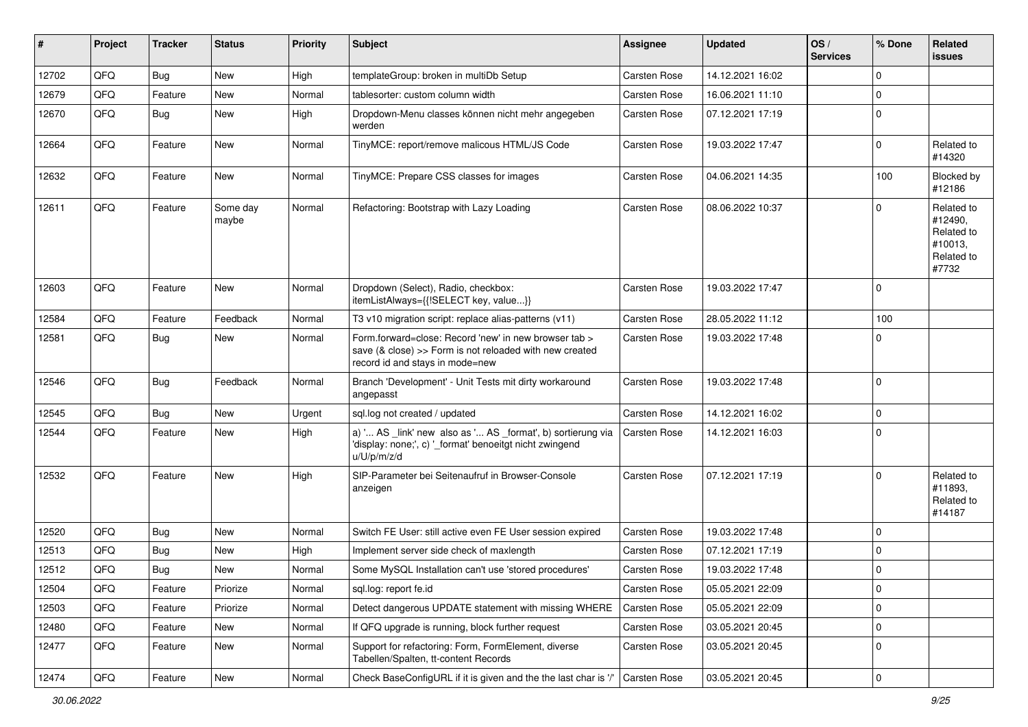| # | Project | Tracker | Status | Priority | Subject | Assignee | Updated | OS / Services | % Done | Related issues |
|---|---|---|---|---|---|---|---|---|---|---|
| 12702 | QFQ | Bug | New | High | templateGroup: broken in multiDb Setup | Carsten Rose | 14.12.2021 16:02 | | 0 | |
| 12679 | QFQ | Feature | New | Normal | tablesorter: custom column width | Carsten Rose | 16.06.2021 11:10 | | 0 | |
| 12670 | QFQ | Bug | New | High | Dropdown-Menu classes können nicht mehr angegeben werden | Carsten Rose | 07.12.2021 17:19 | | 0 | |
| 12664 | QFQ | Feature | New | Normal | TinyMCE: report/remove malicous HTML/JS Code | Carsten Rose | 19.03.2022 17:47 | | 0 | Related to #14320 |
| 12632 | QFQ | Feature | New | Normal | TinyMCE: Prepare CSS classes for images | Carsten Rose | 04.06.2021 14:35 | | 100 | Blocked by #12186 |
| 12611 | QFQ | Feature | Some day maybe | Normal | Refactoring: Bootstrap with Lazy Loading | Carsten Rose | 08.06.2022 10:37 | | 0 | Related to #12490, Related to #10013, Related to #7732 |
| 12603 | QFQ | Feature | New | Normal | Dropdown (Select), Radio, checkbox: itemListAlways={{!SELECT key, value...}} | Carsten Rose | 19.03.2022 17:47 | | 0 | |
| 12584 | QFQ | Feature | Feedback | Normal | T3 v10 migration script: replace alias-patterns (v11) | Carsten Rose | 28.05.2022 11:12 | | 100 | |
| 12581 | QFQ | Bug | New | Normal | Form.forward=close: Record 'new' in new browser tab > save (& close) >> Form is not reloaded with new created record id and stays in mode=new | Carsten Rose | 19.03.2022 17:48 | | 0 | |
| 12546 | QFQ | Bug | Feedback | Normal | Branch 'Development' - Unit Tests mit dirty workaround angepasst | Carsten Rose | 19.03.2022 17:48 | | 0 | |
| 12545 | QFQ | Bug | New | Urgent | sql.log not created / updated | Carsten Rose | 14.12.2021 16:02 | | 0 | |
| 12544 | QFQ | Feature | New | High | a) '... AS _link' new also as '... AS _format', b) sortierung via 'display: none;', c) '_format' benoeitgt nicht zwingend u/U/p/m/z/d | Carsten Rose | 14.12.2021 16:03 | | 0 | |
| 12532 | QFQ | Feature | New | High | SIP-Parameter bei Seitenaufruf in Browser-Console anzeigen | Carsten Rose | 07.12.2021 17:19 | | 0 | Related to #11893, Related to #14187 |
| 12520 | QFQ | Bug | New | Normal | Switch FE User: still active even FE User session expired | Carsten Rose | 19.03.2022 17:48 | | 0 | |
| 12513 | QFQ | Bug | New | High | Implement server side check of maxlength | Carsten Rose | 07.12.2021 17:19 | | 0 | |
| 12512 | QFQ | Bug | New | Normal | Some MySQL Installation can't use 'stored procedures' | Carsten Rose | 19.03.2022 17:48 | | 0 | |
| 12504 | QFQ | Feature | Priorize | Normal | sql.log: report fe.id | Carsten Rose | 05.05.2021 22:09 | | 0 | |
| 12503 | QFQ | Feature | Priorize | Normal | Detect dangerous UPDATE statement with missing WHERE | Carsten Rose | 05.05.2021 22:09 | | 0 | |
| 12480 | QFQ | Feature | New | Normal | If QFQ upgrade is running, block further request | Carsten Rose | 03.05.2021 20:45 | | 0 | |
| 12477 | QFQ | Feature | New | Normal | Support for refactoring: Form, FormElement, diverse Tabellen/Spalten, tt-content Records | Carsten Rose | 03.05.2021 20:45 | | 0 | |
| 12474 | QFQ | Feature | New | Normal | Check BaseConfigURL if it is given and the the last char is '/' | Carsten Rose | 03.05.2021 20:45 | | 0 | |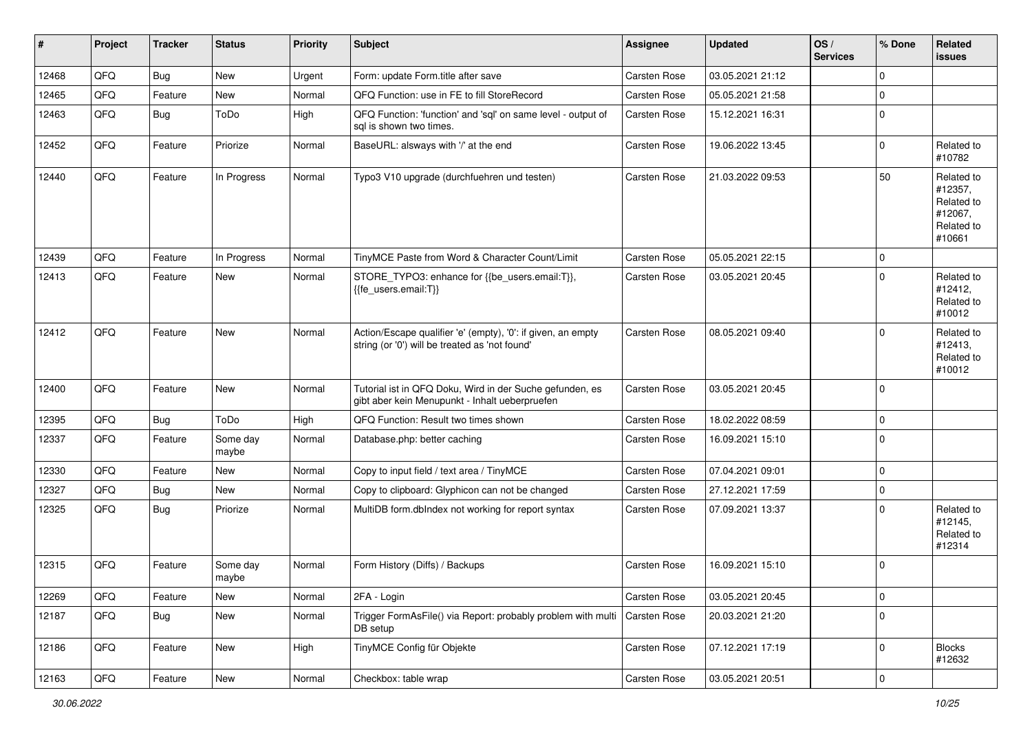| # | Project | Tracker | Status | Priority | Subject | Assignee | Updated | OS / Services | % Done | Related issues |
|---|---|---|---|---|---|---|---|---|---|---|
| 12468 | QFQ | Bug | New | Urgent | Form: update Form.title after save | Carsten Rose | 03.05.2021 21:12 | | 0 | |
| 12465 | QFQ | Feature | New | Normal | QFQ Function: use in FE to fill StoreRecord | Carsten Rose | 05.05.2021 21:58 | | 0 | |
| 12463 | QFQ | Bug | ToDo | High | QFQ Function: 'function' and 'sql' on same level - output of sql is shown two times. | Carsten Rose | 15.12.2021 16:31 | | 0 | |
| 12452 | QFQ | Feature | Priorize | Normal | BaseURL: alsways with '/' at the end | Carsten Rose | 19.06.2022 13:45 | | 0 | Related to #10782 |
| 12440 | QFQ | Feature | In Progress | Normal | Typo3 V10 upgrade (durchfuehren und testen) | Carsten Rose | 21.03.2022 09:53 | | 50 | Related to #12357, Related to #12067, Related to #10661 |
| 12439 | QFQ | Feature | In Progress | Normal | TinyMCE Paste from Word & Character Count/Limit | Carsten Rose | 05.05.2021 22:15 | | 0 | |
| 12413 | QFQ | Feature | New | Normal | STORE_TYPO3: enhance for {{be_users.email:T}}, {{fe_users.email:T}} | Carsten Rose | 03.05.2021 20:45 | | 0 | Related to #12412, Related to #10012 |
| 12412 | QFQ | Feature | New | Normal | Action/Escape qualifier 'e' (empty), '0': if given, an empty string (or '0') will be treated as 'not found' | Carsten Rose | 08.05.2021 09:40 | | 0 | Related to #12413, Related to #10012 |
| 12400 | QFQ | Feature | New | Normal | Tutorial ist in QFQ Doku, Wird in der Suche gefunden, es gibt aber kein Menupunkt - Inhalt ueberpruefen | Carsten Rose | 03.05.2021 20:45 | | 0 | |
| 12395 | QFQ | Bug | ToDo | High | QFQ Function: Result two times shown | Carsten Rose | 18.02.2022 08:59 | | 0 | |
| 12337 | QFQ | Feature | Some day maybe | Normal | Database.php: better caching | Carsten Rose | 16.09.2021 15:10 | | 0 | |
| 12330 | QFQ | Feature | New | Normal | Copy to input field / text area / TinyMCE | Carsten Rose | 07.04.2021 09:01 | | 0 | |
| 12327 | QFQ | Bug | New | Normal | Copy to clipboard: Glyphicon can not be changed | Carsten Rose | 27.12.2021 17:59 | | 0 | |
| 12325 | QFQ | Bug | Priorize | Normal | MultiDB form.dbIndex not working for report syntax | Carsten Rose | 07.09.2021 13:37 | | 0 | Related to #12145, Related to #12314 |
| 12315 | QFQ | Feature | Some day maybe | Normal | Form History (Diffs) / Backups | Carsten Rose | 16.09.2021 15:10 | | 0 | |
| 12269 | QFQ | Feature | New | Normal | 2FA - Login | Carsten Rose | 03.05.2021 20:45 | | 0 | |
| 12187 | QFQ | Bug | New | Normal | Trigger FormAsFile() via Report: probably problem with multi DB setup | Carsten Rose | 20.03.2021 21:20 | | 0 | |
| 12186 | QFQ | Feature | New | High | TinyMCE Config für Objekte | Carsten Rose | 07.12.2021 17:19 | | 0 | Blocks #12632 |
| 12163 | QFQ | Feature | New | Normal | Checkbox: table wrap | Carsten Rose | 03.05.2021 20:51 | | 0 | |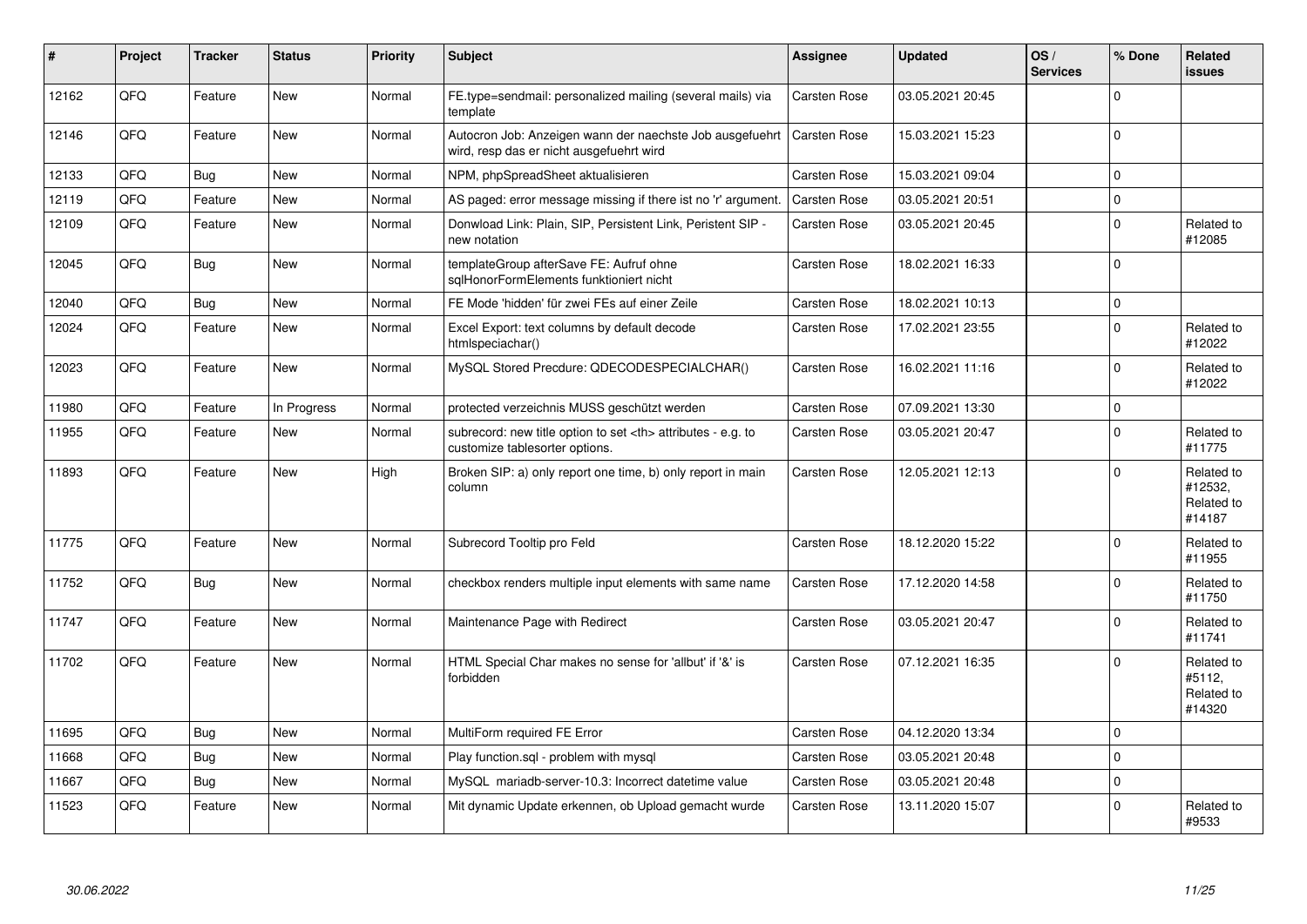| # | Project | Tracker | Status | Priority | Subject | Assignee | Updated | OS / Services | % Done | Related issues |
|---|---|---|---|---|---|---|---|---|---|---|
| 12162 | QFQ | Feature | New | Normal | FE.type=sendmail: personalized mailing (several mails) via template | Carsten Rose | 03.05.2021 20:45 | | 0 | |
| 12146 | QFQ | Feature | New | Normal | Autocron Job: Anzeigen wann der naechste Job ausgefuehrt wird, resp das er nicht ausgefuehrt wird | Carsten Rose | 15.03.2021 15:23 | | 0 | |
| 12133 | QFQ | Bug | New | Normal | NPM, phpSpreadSheet aktualisieren | Carsten Rose | 15.03.2021 09:04 | | 0 | |
| 12119 | QFQ | Feature | New | Normal | AS paged: error message missing if there ist no 'r' argument. | Carsten Rose | 03.05.2021 20:51 | | 0 | |
| 12109 | QFQ | Feature | New | Normal | Donwload Link: Plain, SIP, Persistent Link, Peristent SIP - new notation | Carsten Rose | 03.05.2021 20:45 | | 0 | Related to #12085 |
| 12045 | QFQ | Bug | New | Normal | templateGroup afterSave FE: Aufruf ohne sqlHonorFormElements funktioniert nicht | Carsten Rose | 18.02.2021 16:33 | | 0 | |
| 12040 | QFQ | Bug | New | Normal | FE Mode 'hidden' für zwei FEs auf einer Zeile | Carsten Rose | 18.02.2021 10:13 | | 0 | |
| 12024 | QFQ | Feature | New | Normal | Excel Export: text columns by default decode htmlspeciachar() | Carsten Rose | 17.02.2021 23:55 | | 0 | Related to #12022 |
| 12023 | QFQ | Feature | New | Normal | MySQL Stored Precdure: QDECODESPECIALCHAR() | Carsten Rose | 16.02.2021 11:16 | | 0 | Related to #12022 |
| 11980 | QFQ | Feature | In Progress | Normal | protected verzeichnis MUSS geschützt werden | Carsten Rose | 07.09.2021 13:30 | | 0 | |
| 11955 | QFQ | Feature | New | Normal | subrecord: new title option to set <th> attributes - e.g. to customize tablesorter options. | Carsten Rose | 03.05.2021 20:47 | | 0 | Related to #11775 |
| 11893 | QFQ | Feature | New | High | Broken SIP: a) only report one time, b) only report in main column | Carsten Rose | 12.05.2021 12:13 | | 0 | Related to #12532, Related to #14187 |
| 11775 | QFQ | Feature | New | Normal | Subrecord Tooltip pro Feld | Carsten Rose | 18.12.2020 15:22 | | 0 | Related to #11955 |
| 11752 | QFQ | Bug | New | Normal | checkbox renders multiple input elements with same name | Carsten Rose | 17.12.2020 14:58 | | 0 | Related to #11750 |
| 11747 | QFQ | Feature | New | Normal | Maintenance Page with Redirect | Carsten Rose | 03.05.2021 20:47 | | 0 | Related to #11741 |
| 11702 | QFQ | Feature | New | Normal | HTML Special Char makes no sense for 'allbut' if '&' is forbidden | Carsten Rose | 07.12.2021 16:35 | | 0 | Related to #5112, Related to #14320 |
| 11695 | QFQ | Bug | New | Normal | MultiForm required FE Error | Carsten Rose | 04.12.2020 13:34 | | 0 | |
| 11668 | QFQ | Bug | New | Normal | Play function.sql - problem with mysql | Carsten Rose | 03.05.2021 20:48 | | 0 | |
| 11667 | QFQ | Bug | New | Normal | MySQL mariadb-server-10.3: Incorrect datetime value | Carsten Rose | 03.05.2021 20:48 | | 0 | |
| 11523 | QFQ | Feature | New | Normal | Mit dynamic Update erkennen, ob Upload gemacht wurde | Carsten Rose | 13.11.2020 15:07 | | 0 | Related to #9533 |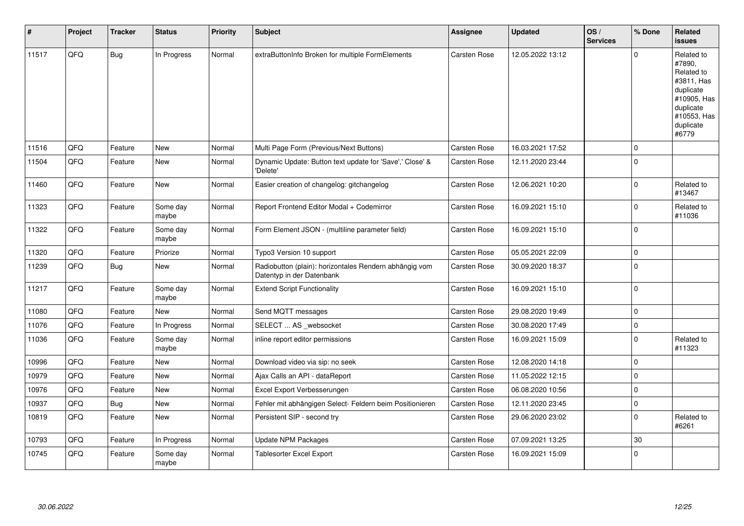| # | Project | Tracker | Status | Priority | Subject | Assignee | Updated | OS / Services | % Done | Related issues |
|---|---|---|---|---|---|---|---|---|---|---|
| 11517 | QFQ | Bug | In Progress | Normal | extraButtonInfo Broken for multiple FormElements | Carsten Rose | 12.05.2022 13:12 | | 0 | Related to #7890, Related to #3811, Has duplicate #10905, Has duplicate #10553, Has duplicate #6779 |
| 11516 | QFQ | Feature | New | Normal | Multi Page Form (Previous/Next Buttons) | Carsten Rose | 16.03.2021 17:52 | | 0 | |
| 11504 | QFQ | Feature | New | Normal | Dynamic Update: Button text update for 'Save',' Close' & 'Delete' | Carsten Rose | 12.11.2020 23:44 | | 0 | |
| 11460 | QFQ | Feature | New | Normal | Easier creation of changelog: gitchangelog | Carsten Rose | 12.06.2021 10:20 | | 0 | Related to #13467 |
| 11323 | QFQ | Feature | Some day maybe | Normal | Report Frontend Editor Modal + Codemirror | Carsten Rose | 16.09.2021 15:10 | | 0 | Related to #11036 |
| 11322 | QFQ | Feature | Some day maybe | Normal | Form Element JSON - (multiline parameter field) | Carsten Rose | 16.09.2021 15:10 | | 0 | |
| 11320 | QFQ | Feature | Priorize | Normal | Typo3 Version 10 support | Carsten Rose | 05.05.2021 22:09 | | 0 | |
| 11239 | QFQ | Bug | New | Normal | Radiobutton (plain): horizontales Rendern abhängig vom Datentyp in der Datenbank | Carsten Rose | 30.09.2020 18:37 | | 0 | |
| 11217 | QFQ | Feature | Some day maybe | Normal | Extend Script Functionality | Carsten Rose | 16.09.2021 15:10 | | 0 | |
| 11080 | QFQ | Feature | New | Normal | Send MQTT messages | Carsten Rose | 29.08.2020 19:49 | | 0 | |
| 11076 | QFQ | Feature | In Progress | Normal | SELECT ... AS _websocket | Carsten Rose | 30.08.2020 17:49 | | 0 | |
| 11036 | QFQ | Feature | Some day maybe | Normal | inline report editor permissions | Carsten Rose | 16.09.2021 15:09 | | 0 | Related to #11323 |
| 10996 | QFQ | Feature | New | Normal | Download video via sip: no seek | Carsten Rose | 12.08.2020 14:18 | | 0 | |
| 10979 | QFQ | Feature | New | Normal | Ajax Calls an API - dataReport | Carsten Rose | 11.05.2022 12:15 | | 0 | |
| 10976 | QFQ | Feature | New | Normal | Excel Export Verbesserungen | Carsten Rose | 06.08.2020 10:56 | | 0 | |
| 10937 | QFQ | Bug | New | Normal | Fehler mit abhängigen Select- Feldern beim Positionieren | Carsten Rose | 12.11.2020 23:45 | | 0 | |
| 10819 | QFQ | Feature | New | Normal | Persistent SIP - second try | Carsten Rose | 29.06.2020 23:02 | | 0 | Related to #6261 |
| 10793 | QFQ | Feature | In Progress | Normal | Update NPM Packages | Carsten Rose | 07.09.2021 13:25 | | 30 | |
| 10745 | QFQ | Feature | Some day maybe | Normal | Tablesorter Excel Export | Carsten Rose | 16.09.2021 15:09 | | 0 | |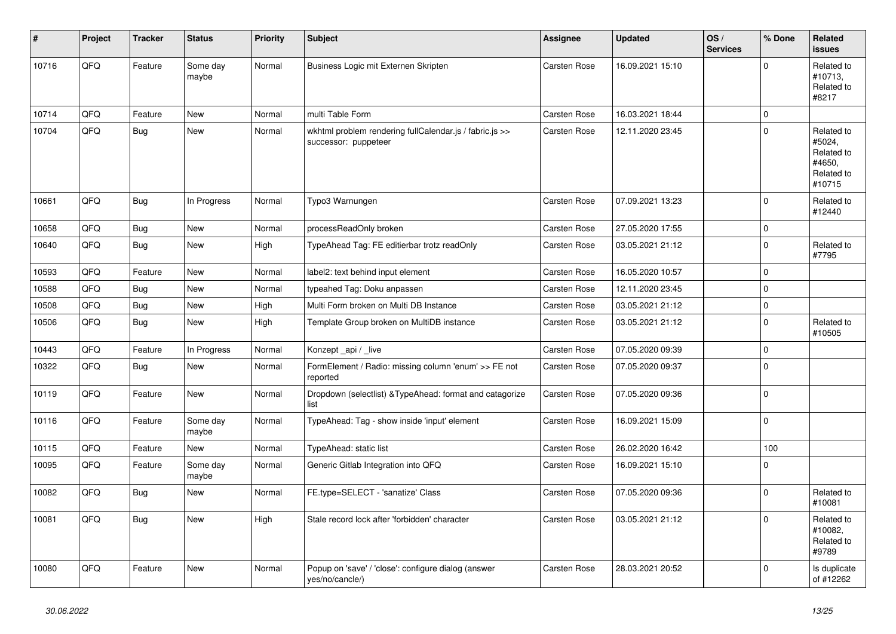| # | Project | Tracker | Status | Priority | Subject | Assignee | Updated | OS / Services | % Done | Related issues |
|---|---|---|---|---|---|---|---|---|---|---|
| 10716 | QFQ | Feature | Some day maybe | Normal | Business Logic mit Externen Skripten | Carsten Rose | 16.09.2021 15:10 | | 0 | Related to #10713, Related to #8217 |
| 10714 | QFQ | Feature | New | Normal | multi Table Form | Carsten Rose | 16.03.2021 18:44 | | 0 | |
| 10704 | QFQ | Bug | New | Normal | wkhtml problem rendering fullCalendar.js / fabric.js >> successor: puppeteer | Carsten Rose | 12.11.2020 23:45 | | 0 | Related to #5024, Related to #4650, Related to #10715 |
| 10661 | QFQ | Bug | In Progress | Normal | Typo3 Warnungen | Carsten Rose | 07.09.2021 13:23 | | 0 | Related to #12440 |
| 10658 | QFQ | Bug | New | Normal | processReadOnly broken | Carsten Rose | 27.05.2020 17:55 | | 0 | |
| 10640 | QFQ | Bug | New | High | TypeAhead Tag: FE editierbar trotz readOnly | Carsten Rose | 03.05.2021 21:12 | | 0 | Related to #7795 |
| 10593 | QFQ | Feature | New | Normal | label2: text behind input element | Carsten Rose | 16.05.2020 10:57 | | 0 | |
| 10588 | QFQ | Bug | New | Normal | typeahed Tag: Doku anpassen | Carsten Rose | 12.11.2020 23:45 | | 0 | |
| 10508 | QFQ | Bug | New | High | Multi Form broken on Multi DB Instance | Carsten Rose | 03.05.2021 21:12 | | 0 | |
| 10506 | QFQ | Bug | New | High | Template Group broken on MultiDB instance | Carsten Rose | 03.05.2021 21:12 | | 0 | Related to #10505 |
| 10443 | QFQ | Feature | In Progress | Normal | Konzept _api / _live | Carsten Rose | 07.05.2020 09:39 | | 0 | |
| 10322 | QFQ | Bug | New | Normal | FormElement / Radio: missing column 'enum' >> FE not reported | Carsten Rose | 07.05.2020 09:37 | | 0 | |
| 10119 | QFQ | Feature | New | Normal | Dropdown (selectlist) &TypeAhead: format and catagorize list | Carsten Rose | 07.05.2020 09:36 | | 0 | |
| 10116 | QFQ | Feature | Some day maybe | Normal | TypeAhead: Tag - show inside 'input' element | Carsten Rose | 16.09.2021 15:09 | | 0 | |
| 10115 | QFQ | Feature | New | Normal | TypeAhead: static list | Carsten Rose | 26.02.2020 16:42 | | 100 | |
| 10095 | QFQ | Feature | Some day maybe | Normal | Generic Gitlab Integration into QFQ | Carsten Rose | 16.09.2021 15:10 | | 0 | |
| 10082 | QFQ | Bug | New | Normal | FE.type=SELECT - 'sanatize' Class | Carsten Rose | 07.05.2020 09:36 | | 0 | Related to #10081 |
| 10081 | QFQ | Bug | New | High | Stale record lock after 'forbidden' character | Carsten Rose | 03.05.2021 21:12 | | 0 | Related to #10082, Related to #9789 |
| 10080 | QFQ | Feature | New | Normal | Popup on 'save' / 'close': configure dialog (answer yes/no/cancle/) | Carsten Rose | 28.03.2021 20:52 | | 0 | Is duplicate of #12262 |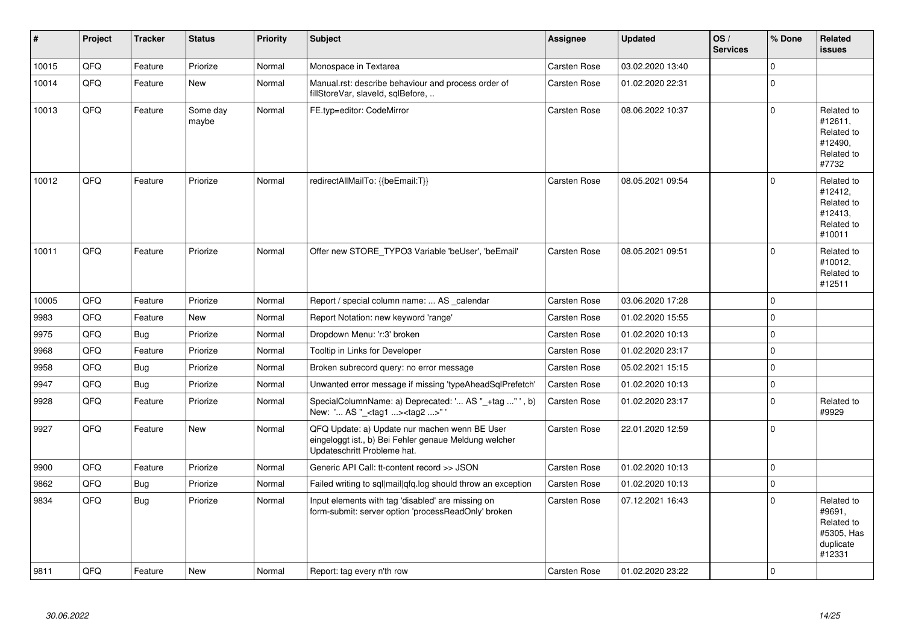| # | Project | Tracker | Status | Priority | Subject | Assignee | Updated | OS / Services | % Done | Related issues |
|---|---|---|---|---|---|---|---|---|---|---|
| 10015 | QFQ | Feature | Priorize | Normal | Monospace in Textarea | Carsten Rose | 03.02.2020 13:40 | | 0 | |
| 10014 | QFQ | Feature | New | Normal | Manual.rst: describe behaviour and process order of fillStoreVar, slaveId, sqlBefore, .. | Carsten Rose | 01.02.2020 22:31 | | 0 | |
| 10013 | QFQ | Feature | Some day maybe | Normal | FE.typ=editor: CodeMirror | Carsten Rose | 08.06.2022 10:37 | | 0 | Related to #12611, Related to #12490, Related to #7732 |
| 10012 | QFQ | Feature | Priorize | Normal | redirectAllMailTo: {{beEmail:T}} | Carsten Rose | 08.05.2021 09:54 | | 0 | Related to #12412, Related to #12413, Related to #10011 |
| 10011 | QFQ | Feature | Priorize | Normal | Offer new STORE_TYPO3 Variable 'beUser', 'beEmail' | Carsten Rose | 08.05.2021 09:51 | | 0 | Related to #10012, Related to #12511 |
| 10005 | QFQ | Feature | Priorize | Normal | Report / special column name: ... AS _calendar | Carsten Rose | 03.06.2020 17:28 | | 0 | |
| 9983 | QFQ | Feature | New | Normal | Report Notation: new keyword 'range' | Carsten Rose | 01.02.2020 15:55 | | 0 | |
| 9975 | QFQ | Bug | Priorize | Normal | Dropdown Menu: 'r:3' broken | Carsten Rose | 01.02.2020 10:13 | | 0 | |
| 9968 | QFQ | Feature | Priorize | Normal | Tooltip in Links for Developer | Carsten Rose | 01.02.2020 23:17 | | 0 | |
| 9958 | QFQ | Bug | Priorize | Normal | Broken subrecord query: no error message | Carsten Rose | 05.02.2021 15:15 | | 0 | |
| 9947 | QFQ | Bug | Priorize | Normal | Unwanted error message if missing 'typeAheadSqlPrefetch' | Carsten Rose | 01.02.2020 10:13 | | 0 | |
| 9928 | QFQ | Feature | Priorize | Normal | SpecialColumnName: a) Deprecated: '... AS "_+tag ..." ', b) New: '... AS "_<tag1 ...><tag2 ...>" ' | Carsten Rose | 01.02.2020 23:17 | | 0 | Related to #9929 |
| 9927 | QFQ | Feature | New | Normal | QFQ Update: a) Update nur machen wenn BE User eingeloggt ist., b) Bei Fehler genaue Meldung welcher Updateschritt Probleme hat. | Carsten Rose | 22.01.2020 12:59 | | 0 | |
| 9900 | QFQ | Feature | Priorize | Normal | Generic API Call: tt-content record >> JSON | Carsten Rose | 01.02.2020 10:13 | | 0 | |
| 9862 | QFQ | Bug | Priorize | Normal | Failed writing to sql\|mail\|qfq.log should throw an exception | Carsten Rose | 01.02.2020 10:13 | | 0 | |
| 9834 | QFQ | Bug | Priorize | Normal | Input elements with tag 'disabled' are missing on form-submit: server option 'processReadOnly' broken | Carsten Rose | 07.12.2021 16:43 | | 0 | Related to #9691, Related to #5305, Has duplicate #12331 |
| 9811 | QFQ | Feature | New | Normal | Report: tag every n'th row | Carsten Rose | 01.02.2020 23:22 | | 0 | |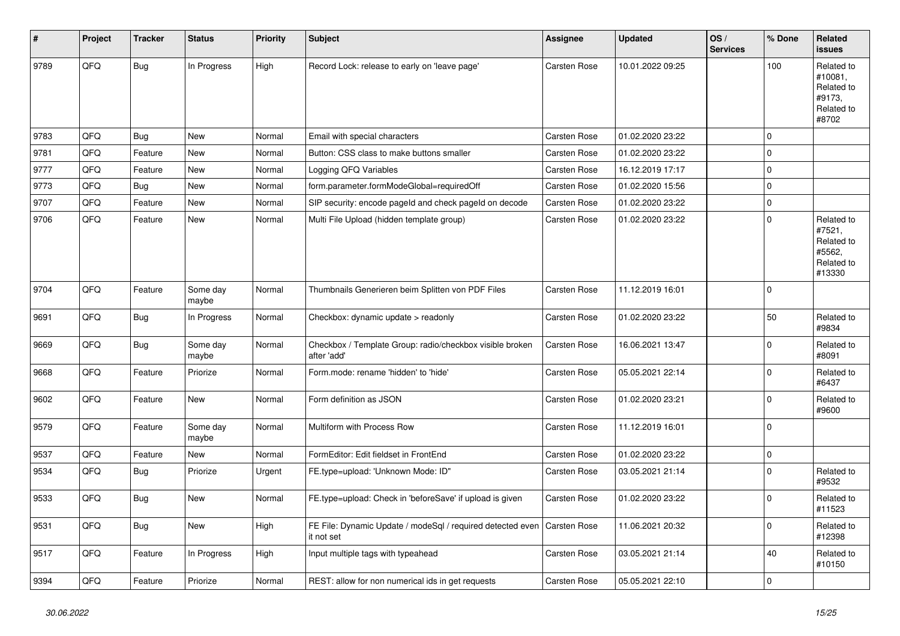| # | Project | Tracker | Status | Priority | Subject | Assignee | Updated | OS / Services | % Done | Related issues |
|---|---|---|---|---|---|---|---|---|---|---|
| 9789 | QFQ | Bug | In Progress | High | Record Lock: release to early on 'leave page' | Carsten Rose | 10.01.2022 09:25 | | 100 | Related to #10081, Related to #9173, Related to #8702 |
| 9783 | QFQ | Bug | New | Normal | Email with special characters | Carsten Rose | 01.02.2020 23:22 | | 0 | |
| 9781 | QFQ | Feature | New | Normal | Button: CSS class to make buttons smaller | Carsten Rose | 01.02.2020 23:22 | | 0 | |
| 9777 | QFQ | Feature | New | Normal | Logging QFQ Variables | Carsten Rose | 16.12.2019 17:17 | | 0 | |
| 9773 | QFQ | Bug | New | Normal | form.parameter.formModeGlobal=requiredOff | Carsten Rose | 01.02.2020 15:56 | | 0 | |
| 9707 | QFQ | Feature | New | Normal | SIP security: encode pageId and check pageId on decode | Carsten Rose | 01.02.2020 23:22 | | 0 | |
| 9706 | QFQ | Feature | New | Normal | Multi File Upload (hidden template group) | Carsten Rose | 01.02.2020 23:22 | | 0 | Related to #7521, Related to #5562, Related to #13330 |
| 9704 | QFQ | Feature | Some day maybe | Normal | Thumbnails Generieren beim Splitten von PDF Files | Carsten Rose | 11.12.2019 16:01 | | 0 | |
| 9691 | QFQ | Bug | In Progress | Normal | Checkbox: dynamic update > readonly | Carsten Rose | 01.02.2020 23:22 | | 50 | Related to #9834 |
| 9669 | QFQ | Bug | Some day maybe | Normal | Checkbox / Template Group: radio/checkbox visible broken after 'add' | Carsten Rose | 16.06.2021 13:47 | | 0 | Related to #8091 |
| 9668 | QFQ | Feature | Priorize | Normal | Form.mode: rename 'hidden' to 'hide' | Carsten Rose | 05.05.2021 22:14 | | 0 | Related to #6437 |
| 9602 | QFQ | Feature | New | Normal | Form definition as JSON | Carsten Rose | 01.02.2020 23:21 | | 0 | Related to #9600 |
| 9579 | QFQ | Feature | Some day maybe | Normal | Multiform with Process Row | Carsten Rose | 11.12.2019 16:01 | | 0 | |
| 9537 | QFQ | Feature | New | Normal | FormEditor: Edit fieldset in FrontEnd | Carsten Rose | 01.02.2020 23:22 | | 0 | |
| 9534 | QFQ | Bug | Priorize | Urgent | FE.type=upload: 'Unknown Mode: ID" | Carsten Rose | 03.05.2021 21:14 | | 0 | Related to #9532 |
| 9533 | QFQ | Bug | New | Normal | FE.type=upload: Check in 'beforeSave' if upload is given | Carsten Rose | 01.02.2020 23:22 | | 0 | Related to #11523 |
| 9531 | QFQ | Bug | New | High | FE File: Dynamic Update / modeSql / required detected even it not set | Carsten Rose | 11.06.2021 20:32 | | 0 | Related to #12398 |
| 9517 | QFQ | Feature | In Progress | High | Input multiple tags with typeahead | Carsten Rose | 03.05.2021 21:14 | | 40 | Related to #10150 |
| 9394 | QFQ | Feature | Priorize | Normal | REST: allow for non numerical ids in get requests | Carsten Rose | 05.05.2021 22:10 | | 0 | |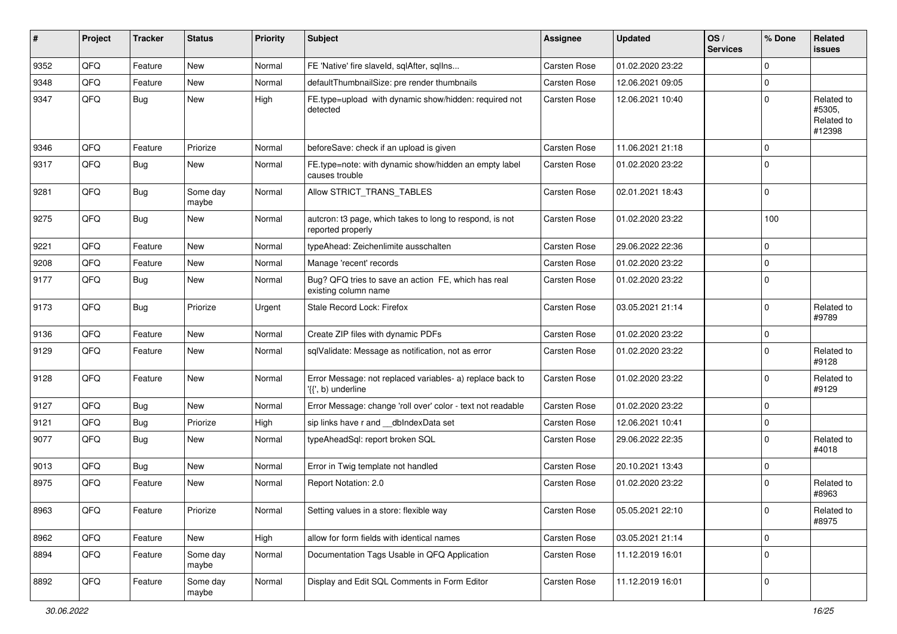| # | Project | Tracker | Status | Priority | Subject | Assignee | Updated | OS / Services | % Done | Related issues |
|---|---|---|---|---|---|---|---|---|---|---|
| 9352 | QFQ | Feature | New | Normal | FE 'Native' fire slaveId, sqlAfter, sqlIns... | Carsten Rose | 01.02.2020 23:22 | | 0 | |
| 9348 | QFQ | Feature | New | Normal | defaultThumbnailSize: pre render thumbnails | Carsten Rose | 12.06.2021 09:05 | | 0 | |
| 9347 | QFQ | Bug | New | High | FE.type=upload with dynamic show/hidden: required not detected | Carsten Rose | 12.06.2021 10:40 | | 0 | Related to #5305, Related to #12398 |
| 9346 | QFQ | Feature | Priorize | Normal | beforeSave: check if an upload is given | Carsten Rose | 11.06.2021 21:18 | | 0 | |
| 9317 | QFQ | Bug | New | Normal | FE.type=note: with dynamic show/hidden an empty label causes trouble | Carsten Rose | 01.02.2020 23:22 | | 0 | |
| 9281 | QFQ | Bug | Some day maybe | Normal | Allow STRICT_TRANS_TABLES | Carsten Rose | 02.01.2021 18:43 | | 0 | |
| 9275 | QFQ | Bug | New | Normal | autcron: t3 page, which takes to long to respond, is not reported properly | Carsten Rose | 01.02.2020 23:22 | | 100 | |
| 9221 | QFQ | Feature | New | Normal | typeAhead: Zeichenlimite ausschalten | Carsten Rose | 29.06.2022 22:36 | | 0 | |
| 9208 | QFQ | Feature | New | Normal | Manage 'recent' records | Carsten Rose | 01.02.2020 23:22 | | 0 | |
| 9177 | QFQ | Bug | New | Normal | Bug? QFQ tries to save an action FE, which has real existing column name | Carsten Rose | 01.02.2020 23:22 | | 0 | |
| 9173 | QFQ | Bug | Priorize | Urgent | Stale Record Lock: Firefox | Carsten Rose | 03.05.2021 21:14 | | 0 | Related to #9789 |
| 9136 | QFQ | Feature | New | Normal | Create ZIP files with dynamic PDFs | Carsten Rose | 01.02.2020 23:22 | | 0 | |
| 9129 | QFQ | Feature | New | Normal | sqlValidate: Message as notification, not as error | Carsten Rose | 01.02.2020 23:22 | | 0 | Related to #9128 |
| 9128 | QFQ | Feature | New | Normal | Error Message: not replaced variables- a) replace back to '{{', b) underline | Carsten Rose | 01.02.2020 23:22 | | 0 | Related to #9129 |
| 9127 | QFQ | Bug | New | Normal | Error Message: change 'roll over' color - text not readable | Carsten Rose | 01.02.2020 23:22 | | 0 | |
| 9121 | QFQ | Bug | Priorize | High | sip links have r and __dbIndexData set | Carsten Rose | 12.06.2021 10:41 | | 0 | |
| 9077 | QFQ | Bug | New | Normal | typeAheadSql: report broken SQL | Carsten Rose | 29.06.2022 22:35 | | 0 | Related to #4018 |
| 9013 | QFQ | Bug | New | Normal | Error in Twig template not handled | Carsten Rose | 20.10.2021 13:43 | | 0 | |
| 8975 | QFQ | Feature | New | Normal | Report Notation: 2.0 | Carsten Rose | 01.02.2020 23:22 | | 0 | Related to #8963 |
| 8963 | QFQ | Feature | Priorize | Normal | Setting values in a store: flexible way | Carsten Rose | 05.05.2021 22:10 | | 0 | Related to #8975 |
| 8962 | QFQ | Feature | New | High | allow for form fields with identical names | Carsten Rose | 03.05.2021 21:14 | | 0 | |
| 8894 | QFQ | Feature | Some day maybe | Normal | Documentation Tags Usable in QFQ Application | Carsten Rose | 11.12.2019 16:01 | | 0 | |
| 8892 | QFQ | Feature | Some day maybe | Normal | Display and Edit SQL Comments in Form Editor | Carsten Rose | 11.12.2019 16:01 | | 0 | |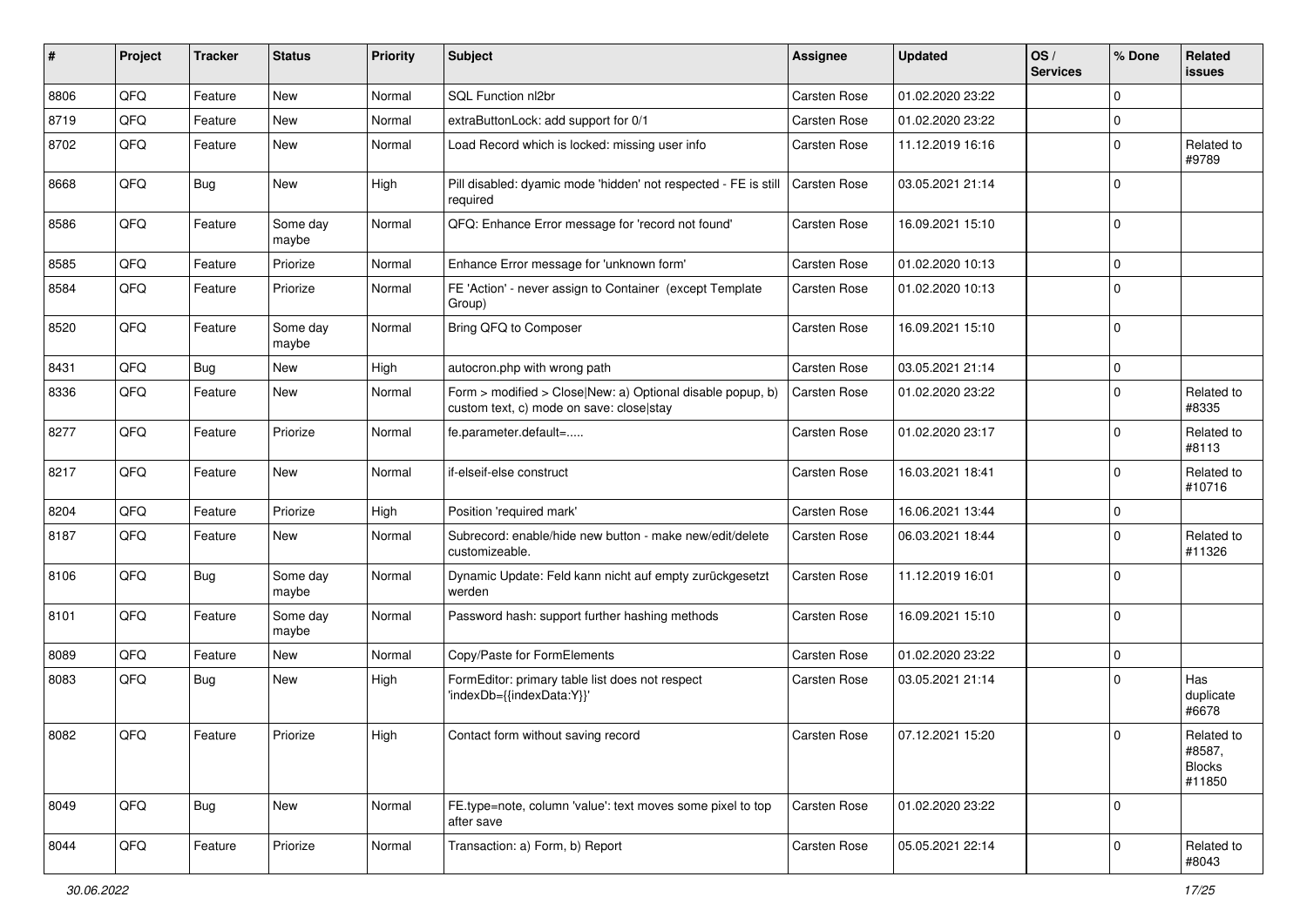| # | Project | Tracker | Status | Priority | Subject | Assignee | Updated | OS / Services | % Done | Related issues |
|---|---|---|---|---|---|---|---|---|---|---|
| 8806 | QFQ | Feature | New | Normal | SQL Function nl2br | Carsten Rose | 01.02.2020 23:22 | | 0 | |
| 8719 | QFQ | Feature | New | Normal | extraButtonLock: add support for 0/1 | Carsten Rose | 01.02.2020 23:22 | | 0 | |
| 8702 | QFQ | Feature | New | Normal | Load Record which is locked: missing user info | Carsten Rose | 11.12.2019 16:16 | | 0 | Related to #9789 |
| 8668 | QFQ | Bug | New | High | Pill disabled: dyamic mode 'hidden' not respected - FE is still required | Carsten Rose | 03.05.2021 21:14 | | 0 | |
| 8586 | QFQ | Feature | Some day maybe | Normal | QFQ: Enhance Error message for 'record not found' | Carsten Rose | 16.09.2021 15:10 | | 0 | |
| 8585 | QFQ | Feature | Priorize | Normal | Enhance Error message for 'unknown form' | Carsten Rose | 01.02.2020 10:13 | | 0 | |
| 8584 | QFQ | Feature | Priorize | Normal | FE 'Action' - never assign to Container (except Template Group) | Carsten Rose | 01.02.2020 10:13 | | 0 | |
| 8520 | QFQ | Feature | Some day maybe | Normal | Bring QFQ to Composer | Carsten Rose | 16.09.2021 15:10 | | 0 | |
| 8431 | QFQ | Bug | New | High | autocron.php with wrong path | Carsten Rose | 03.05.2021 21:14 | | 0 | |
| 8336 | QFQ | Feature | New | Normal | Form > modified > Close\|New: a) Optional disable popup, b) custom text, c) mode on save: close\|stay | Carsten Rose | 01.02.2020 23:22 | | 0 | Related to #8335 |
| 8277 | QFQ | Feature | Priorize | Normal | fe.parameter.default=..... | Carsten Rose | 01.02.2020 23:17 | | 0 | Related to #8113 |
| 8217 | QFQ | Feature | New | Normal | if-elseif-else construct | Carsten Rose | 16.03.2021 18:41 | | 0 | Related to #10716 |
| 8204 | QFQ | Feature | Priorize | High | Position 'required mark' | Carsten Rose | 16.06.2021 13:44 | | 0 | |
| 8187 | QFQ | Feature | New | Normal | Subrecord: enable/hide new button - make new/edit/delete customizeable. | Carsten Rose | 06.03.2021 18:44 | | 0 | Related to #11326 |
| 8106 | QFQ | Bug | Some day maybe | Normal | Dynamic Update: Feld kann nicht auf empty zurückgesetzt werden | Carsten Rose | 11.12.2019 16:01 | | 0 | |
| 8101 | QFQ | Feature | Some day maybe | Normal | Password hash: support further hashing methods | Carsten Rose | 16.09.2021 15:10 | | 0 | |
| 8089 | QFQ | Feature | New | Normal | Copy/Paste for FormElements | Carsten Rose | 01.02.2020 23:22 | | 0 | |
| 8083 | QFQ | Bug | New | High | FormEditor: primary table list does not respect 'indexDb={{indexData:Y}}' | Carsten Rose | 03.05.2021 21:14 | | 0 | Has duplicate #6678 |
| 8082 | QFQ | Feature | Priorize | High | Contact form without saving record | Carsten Rose | 07.12.2021 15:20 | | 0 | Related to #8587, Blocks #11850 |
| 8049 | QFQ | Bug | New | Normal | FE.type=note, column 'value': text moves some pixel to top after save | Carsten Rose | 01.02.2020 23:22 | | 0 | |
| 8044 | QFQ | Feature | Priorize | Normal | Transaction: a) Form, b) Report | Carsten Rose | 05.05.2021 22:14 | | 0 | Related to #8043 |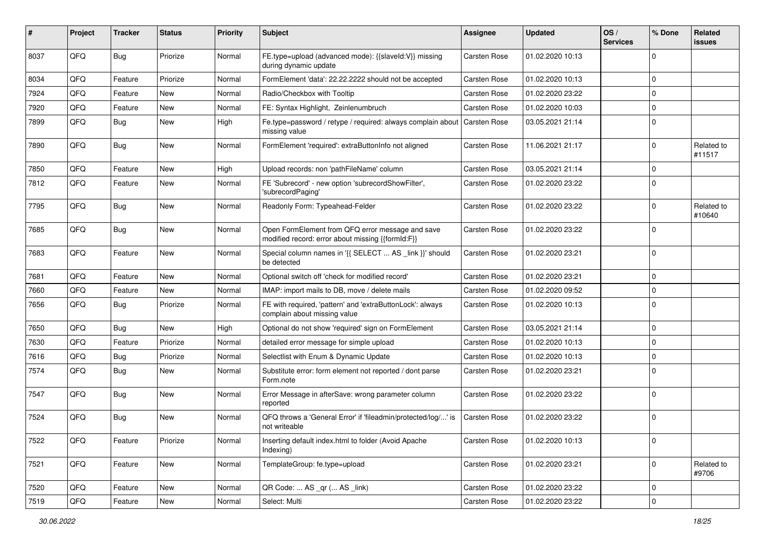| # | Project | Tracker | Status | Priority | Subject | Assignee | Updated | OS / Services | % Done | Related issues |
|---|---|---|---|---|---|---|---|---|---|---|
| 8037 | QFQ | Bug | Priorize | Normal | FE.type=upload (advanced mode): {{slaveId:V}} missing during dynamic update | Carsten Rose | 01.02.2020 10:13 | | 0 | |
| 8034 | QFQ | Feature | Priorize | Normal | FormElement 'data': 22.22.2222 should not be accepted | Carsten Rose | 01.02.2020 10:13 | | 0 | |
| 7924 | QFQ | Feature | New | Normal | Radio/Checkbox with Tooltip | Carsten Rose | 01.02.2020 23:22 | | 0 | |
| 7920 | QFQ | Feature | New | Normal | FE: Syntax Highlight, Zeinlenumbruch | Carsten Rose | 01.02.2020 10:03 | | 0 | |
| 7899 | QFQ | Bug | New | High | Fe.type=password / retype / required: always complain about missing value | Carsten Rose | 03.05.2021 21:14 | | 0 | |
| 7890 | QFQ | Bug | New | Normal | FormElement 'required': extraButtonInfo not aligned | Carsten Rose | 11.06.2021 21:17 | | 0 | Related to #11517 |
| 7850 | QFQ | Feature | New | High | Upload records: non 'pathFileName' column | Carsten Rose | 03.05.2021 21:14 | | 0 | |
| 7812 | QFQ | Feature | New | Normal | FE 'Subrecord' - new option 'subrecordShowFilter', 'subrecordPaging' | Carsten Rose | 01.02.2020 23:22 | | 0 | |
| 7795 | QFQ | Bug | New | Normal | Readonly Form: Typeahead-Felder | Carsten Rose | 01.02.2020 23:22 | | 0 | Related to #10640 |
| 7685 | QFQ | Bug | New | Normal | Open FormElement from QFQ error message and save modified record: error about missing {{formId:F}} | Carsten Rose | 01.02.2020 23:22 | | 0 | |
| 7683 | QFQ | Feature | New | Normal | Special column names in '{{ SELECT ... AS _link }}' should be detected | Carsten Rose | 01.02.2020 23:21 | | 0 | |
| 7681 | QFQ | Feature | New | Normal | Optional switch off 'check for modified record' | Carsten Rose | 01.02.2020 23:21 | | 0 | |
| 7660 | QFQ | Feature | New | Normal | IMAP: import mails to DB, move / delete mails | Carsten Rose | 01.02.2020 09:52 | | 0 | |
| 7656 | QFQ | Bug | Priorize | Normal | FE with required, 'pattern' and 'extraButtonLock': always complain about missing value | Carsten Rose | 01.02.2020 10:13 | | 0 | |
| 7650 | QFQ | Bug | New | High | Optional do not show 'required' sign on FormElement | Carsten Rose | 03.05.2021 21:14 | | 0 | |
| 7630 | QFQ | Feature | Priorize | Normal | detailed error message for simple upload | Carsten Rose | 01.02.2020 10:13 | | 0 | |
| 7616 | QFQ | Bug | Priorize | Normal | Selectlist with Enum & Dynamic Update | Carsten Rose | 01.02.2020 10:13 | | 0 | |
| 7574 | QFQ | Bug | New | Normal | Substitute error: form element not reported / dont parse Form.note | Carsten Rose | 01.02.2020 23:21 | | 0 | |
| 7547 | QFQ | Bug | New | Normal | Error Message in afterSave: wrong parameter column reported | Carsten Rose | 01.02.2020 23:22 | | 0 | |
| 7524 | QFQ | Bug | New | Normal | QFQ throws a 'General Error' if 'fileadmin/protected/log/...' is not writeable | Carsten Rose | 01.02.2020 23:22 | | 0 | |
| 7522 | QFQ | Feature | Priorize | Normal | Inserting default index.html to folder (Avoid Apache Indexing) | Carsten Rose | 01.02.2020 10:13 | | 0 | |
| 7521 | QFQ | Feature | New | Normal | TemplateGroup: fe.type=upload | Carsten Rose | 01.02.2020 23:21 | | 0 | Related to #9706 |
| 7520 | QFQ | Feature | New | Normal | QR Code: ... AS _qr ( ... AS _link) | Carsten Rose | 01.02.2020 23:22 | | 0 | |
| 7519 | QFQ | Feature | New | Normal | Select: Multi | Carsten Rose | 01.02.2020 23:22 | | 0 | |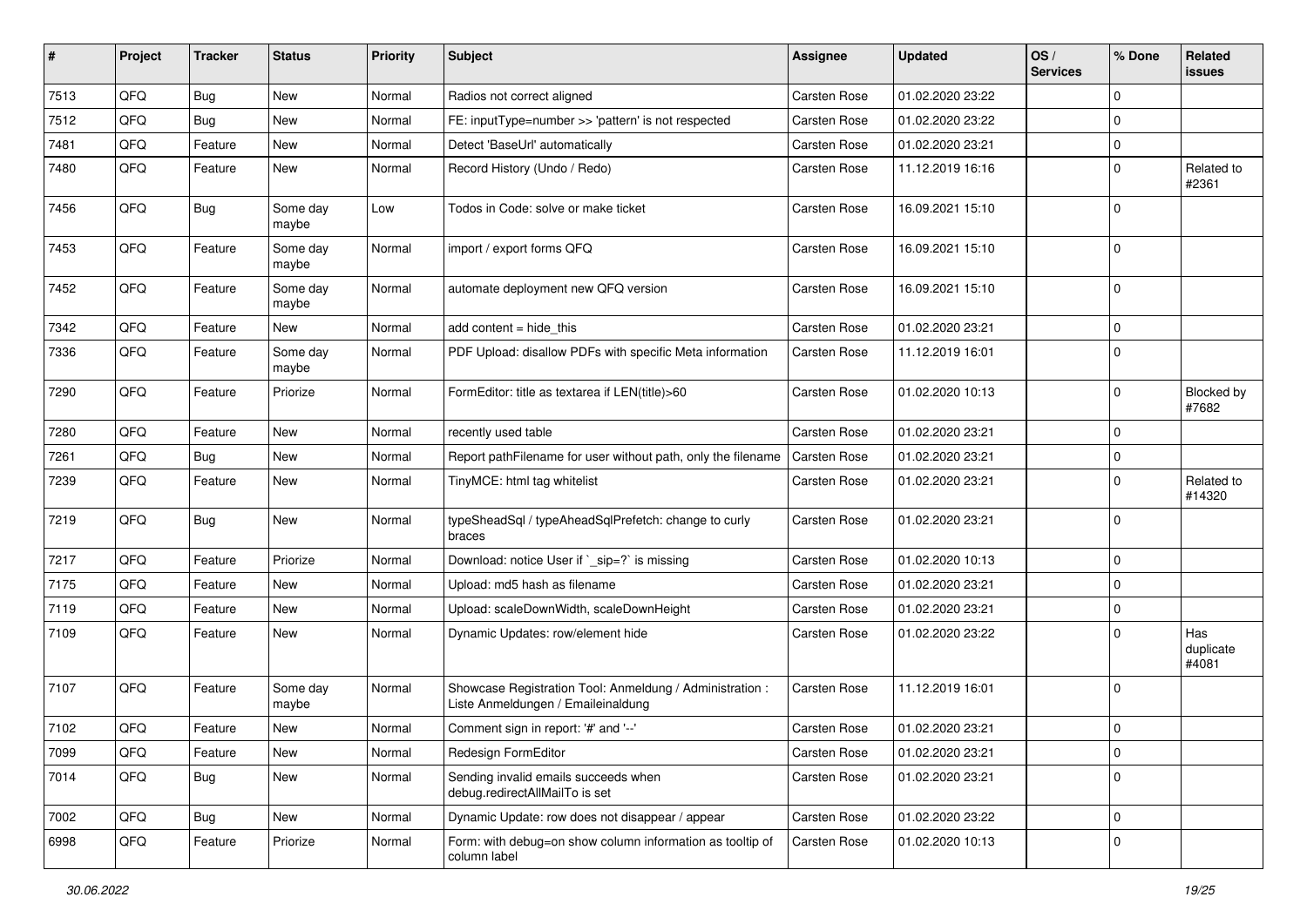| # | Project | Tracker | Status | Priority | Subject | Assignee | Updated | OS / Services | % Done | Related issues |
|---|---|---|---|---|---|---|---|---|---|---|
| 7513 | QFQ | Bug | New | Normal | Radios not correct aligned | Carsten Rose | 01.02.2020 23:22 | | 0 | |
| 7512 | QFQ | Bug | New | Normal | FE: inputType=number >> 'pattern' is not respected | Carsten Rose | 01.02.2020 23:22 | | 0 | |
| 7481 | QFQ | Feature | New | Normal | Detect 'BaseUrl' automatically | Carsten Rose | 01.02.2020 23:21 | | 0 | |
| 7480 | QFQ | Feature | New | Normal | Record History (Undo / Redo) | Carsten Rose | 11.12.2019 16:16 | | 0 | Related to #2361 |
| 7456 | QFQ | Bug | Some day maybe | Low | Todos in Code: solve or make ticket | Carsten Rose | 16.09.2021 15:10 | | 0 | |
| 7453 | QFQ | Feature | Some day maybe | Normal | import / export forms QFQ | Carsten Rose | 16.09.2021 15:10 | | 0 | |
| 7452 | QFQ | Feature | Some day maybe | Normal | automate deployment new QFQ version | Carsten Rose | 16.09.2021 15:10 | | 0 | |
| 7342 | QFQ | Feature | New | Normal | add content = hide_this | Carsten Rose | 01.02.2020 23:21 | | 0 | |
| 7336 | QFQ | Feature | Some day maybe | Normal | PDF Upload: disallow PDFs with specific Meta information | Carsten Rose | 11.12.2019 16:01 | | 0 | |
| 7290 | QFQ | Feature | Priorize | Normal | FormEditor: title as textarea if LEN(title)>60 | Carsten Rose | 01.02.2020 10:13 | | 0 | Blocked by #7682 |
| 7280 | QFQ | Feature | New | Normal | recently used table | Carsten Rose | 01.02.2020 23:21 | | 0 | |
| 7261 | QFQ | Bug | New | Normal | Report pathFilename for user without path, only the filename | Carsten Rose | 01.02.2020 23:21 | | 0 | |
| 7239 | QFQ | Feature | New | Normal | TinyMCE: html tag whitelist | Carsten Rose | 01.02.2020 23:21 | | 0 | Related to #14320 |
| 7219 | QFQ | Bug | New | Normal | typeSheadSql / typeAheadSqlPrefetch: change to curly braces | Carsten Rose | 01.02.2020 23:21 | | 0 | |
| 7217 | QFQ | Feature | Priorize | Normal | Download: notice User if `_sip=?` is missing | Carsten Rose | 01.02.2020 10:13 | | 0 | |
| 7175 | QFQ | Feature | New | Normal | Upload: md5 hash as filename | Carsten Rose | 01.02.2020 23:21 | | 0 | |
| 7119 | QFQ | Feature | New | Normal | Upload: scaleDownWidth, scaleDownHeight | Carsten Rose | 01.02.2020 23:21 | | 0 | |
| 7109 | QFQ | Feature | New | Normal | Dynamic Updates: row/element hide | Carsten Rose | 01.02.2020 23:22 | | 0 | Has duplicate #4081 |
| 7107 | QFQ | Feature | Some day maybe | Normal | Showcase Registration Tool: Anmeldung / Administration : Liste Anmeldungen / Emaileinaldung | Carsten Rose | 11.12.2019 16:01 | | 0 | |
| 7102 | QFQ | Feature | New | Normal | Comment sign in report: '#' and '--' | Carsten Rose | 01.02.2020 23:21 | | 0 | |
| 7099 | QFQ | Feature | New | Normal | Redesign FormEditor | Carsten Rose | 01.02.2020 23:21 | | 0 | |
| 7014 | QFQ | Bug | New | Normal | Sending invalid emails succeeds when debug.redirectAllMailTo is set | Carsten Rose | 01.02.2020 23:21 | | 0 | |
| 7002 | QFQ | Bug | New | Normal | Dynamic Update: row does not disappear / appear | Carsten Rose | 01.02.2020 23:22 | | 0 | |
| 6998 | QFQ | Feature | Priorize | Normal | Form: with debug=on show column information as tooltip of column label | Carsten Rose | 01.02.2020 10:13 | | 0 | |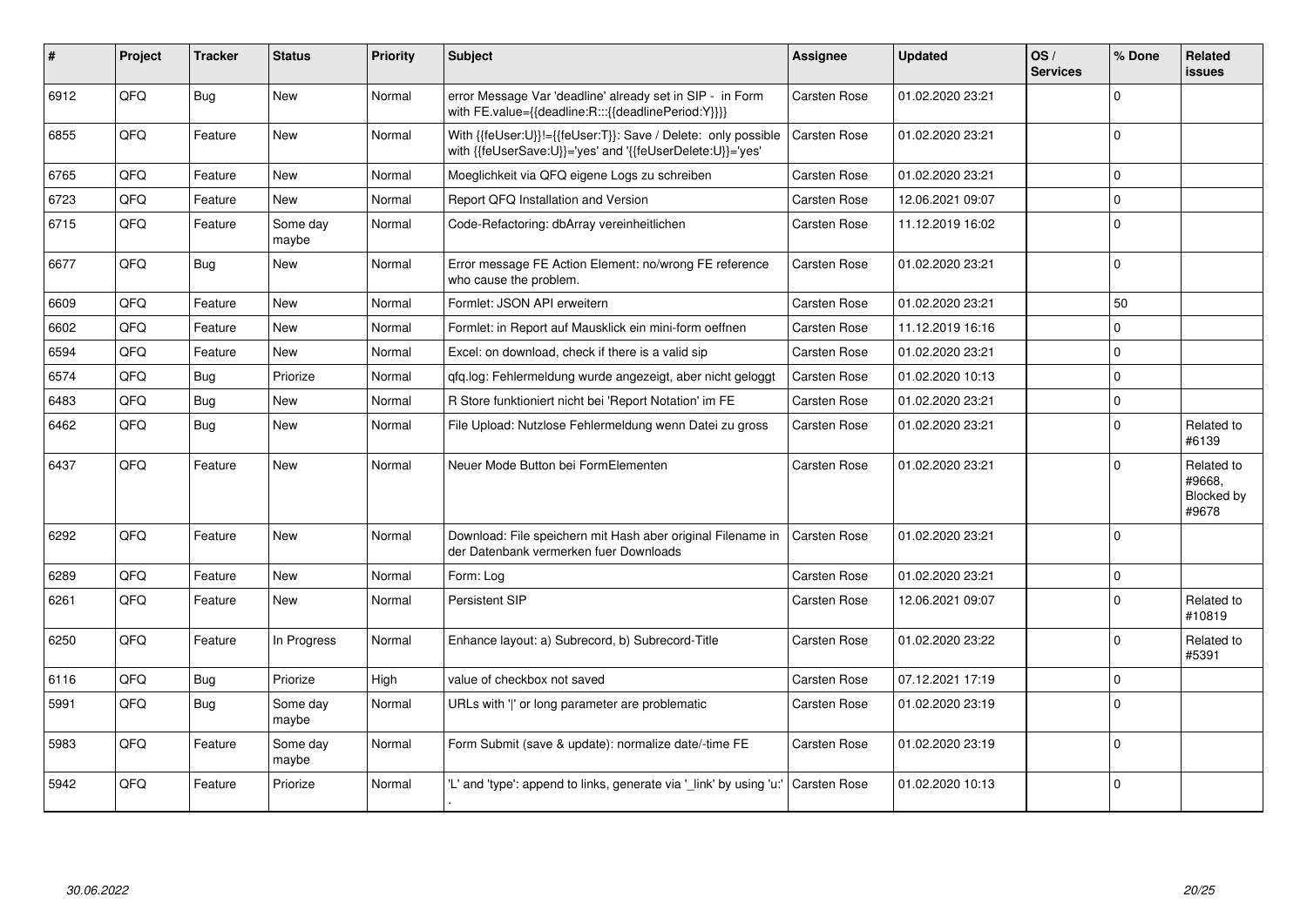| # | Project | Tracker | Status | Priority | Subject | Assignee | Updated | OS / Services | % Done | Related issues |
|---|---|---|---|---|---|---|---|---|---|---|
| 6912 | QFQ | Bug | New | Normal | error Message Var 'deadline' already set in SIP - in Form with FE.value={{deadline:R:::{{deadlinePeriod:Y}}}} | Carsten Rose | 01.02.2020 23:21 | | 0 | |
| 6855 | QFQ | Feature | New | Normal | With {{feUser:U}}!={{feUser:T}}: Save / Delete: only possible with {{feUserSave:U}}='yes' and '{{feUserDelete:U}}='yes' | Carsten Rose | 01.02.2020 23:21 | | 0 | |
| 6765 | QFQ | Feature | New | Normal | Moeglichkeit via QFQ eigene Logs zu schreiben | Carsten Rose | 01.02.2020 23:21 | | 0 | |
| 6723 | QFQ | Feature | New | Normal | Report QFQ Installation and Version | Carsten Rose | 12.06.2021 09:07 | | 0 | |
| 6715 | QFQ | Feature | Some day maybe | Normal | Code-Refactoring: dbArray vereinheitlichen | Carsten Rose | 11.12.2019 16:02 | | 0 | |
| 6677 | QFQ | Bug | New | Normal | Error message FE Action Element: no/wrong FE reference who cause the problem. | Carsten Rose | 01.02.2020 23:21 | | 0 | |
| 6609 | QFQ | Feature | New | Normal | Formlet: JSON API erweitern | Carsten Rose | 01.02.2020 23:21 | | 50 | |
| 6602 | QFQ | Feature | New | Normal | Formlet: in Report auf Mausklick ein mini-form oeffnen | Carsten Rose | 11.12.2019 16:16 | | 0 | |
| 6594 | QFQ | Feature | New | Normal | Excel: on download, check if there is a valid sip | Carsten Rose | 01.02.2020 23:21 | | 0 | |
| 6574 | QFQ | Bug | Priorize | Normal | qfq.log: Fehlermeldung wurde angezeigt, aber nicht geloggt | Carsten Rose | 01.02.2020 10:13 | | 0 | |
| 6483 | QFQ | Bug | New | Normal | R Store funktioniert nicht bei 'Report Notation' im FE | Carsten Rose | 01.02.2020 23:21 | | 0 | |
| 6462 | QFQ | Bug | New | Normal | File Upload: Nutzlose Fehlermeldung wenn Datei zu gross | Carsten Rose | 01.02.2020 23:21 | | 0 | Related to #6139 |
| 6437 | QFQ | Feature | New | Normal | Neuer Mode Button bei FormElementen | Carsten Rose | 01.02.2020 23:21 | | 0 | Related to #9668, Blocked by #9678 |
| 6292 | QFQ | Feature | New | Normal | Download: File speichern mit Hash aber original Filename in der Datenbank vermerken fuer Downloads | Carsten Rose | 01.02.2020 23:21 | | 0 | |
| 6289 | QFQ | Feature | New | Normal | Form: Log | Carsten Rose | 01.02.2020 23:21 | | 0 | |
| 6261 | QFQ | Feature | New | Normal | Persistent SIP | Carsten Rose | 12.06.2021 09:07 | | 0 | Related to #10819 |
| 6250 | QFQ | Feature | In Progress | Normal | Enhance layout: a) Subrecord, b) Subrecord-Title | Carsten Rose | 01.02.2020 23:22 | | 0 | Related to #5391 |
| 6116 | QFQ | Bug | Priorize | High | value of checkbox not saved | Carsten Rose | 07.12.2021 17:19 | | 0 | |
| 5991 | QFQ | Bug | Some day maybe | Normal | URLs with '\|' or long parameter are problematic | Carsten Rose | 01.02.2020 23:19 | | 0 | |
| 5983 | QFQ | Feature | Some day maybe | Normal | Form Submit (save & update): normalize date/-time FE | Carsten Rose | 01.02.2020 23:19 | | 0 | |
| 5942 | QFQ | Feature | Priorize | Normal | 'L' and 'type': append to links, generate via '_link' by using 'u:' . | Carsten Rose | 01.02.2020 10:13 | | 0 | |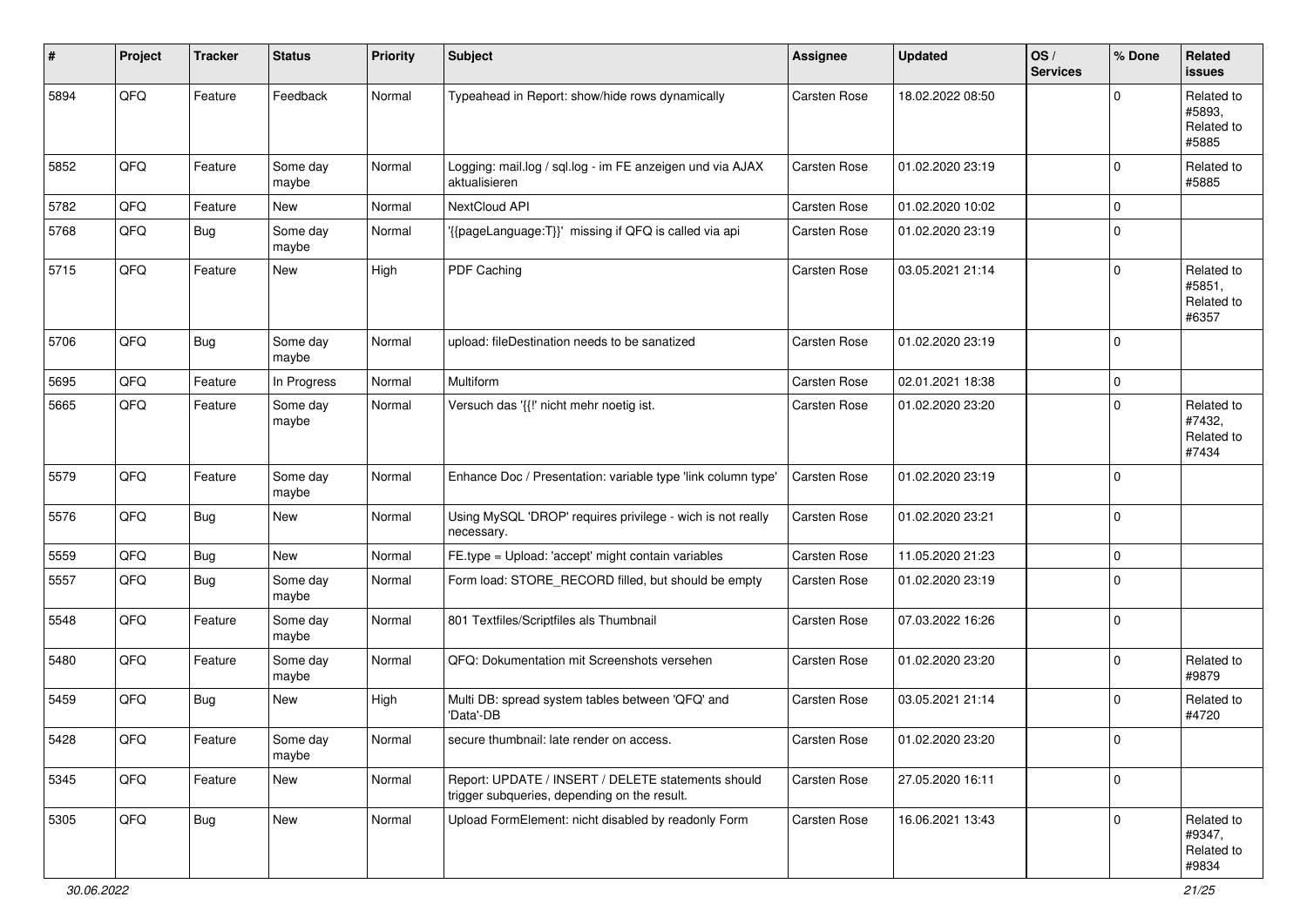| # | Project | Tracker | Status | Priority | Subject | Assignee | Updated | OS / Services | % Done | Related issues |
|---|---|---|---|---|---|---|---|---|---|---|
| 5894 | QFQ | Feature | Feedback | Normal | Typeahead in Report: show/hide rows dynamically | Carsten Rose | 18.02.2022 08:50 | | 0 | Related to #5893, Related to #5885 |
| 5852 | QFQ | Feature | Some day maybe | Normal | Logging: mail.log / sql.log - im FE anzeigen und via AJAX aktualisieren | Carsten Rose | 01.02.2020 23:19 | | 0 | Related to #5885 |
| 5782 | QFQ | Feature | New | Normal | NextCloud API | Carsten Rose | 01.02.2020 10:02 | | 0 | |
| 5768 | QFQ | Bug | Some day maybe | Normal | '{{pageLanguage:T}}' missing if QFQ is called via api | Carsten Rose | 01.02.2020 23:19 | | 0 | |
| 5715 | QFQ | Feature | New | High | PDF Caching | Carsten Rose | 03.05.2021 21:14 | | 0 | Related to #5851, Related to #6357 |
| 5706 | QFQ | Bug | Some day maybe | Normal | upload: fileDestination needs to be sanatized | Carsten Rose | 01.02.2020 23:19 | | 0 | |
| 5695 | QFQ | Feature | In Progress | Normal | Multiform | Carsten Rose | 02.01.2021 18:38 | | 0 | |
| 5665 | QFQ | Feature | Some day maybe | Normal | Versuch das '{{!' nicht mehr noetig ist. | Carsten Rose | 01.02.2020 23:20 | | 0 | Related to #7432, Related to #7434 |
| 5579 | QFQ | Feature | Some day maybe | Normal | Enhance Doc / Presentation: variable type 'link column type' | Carsten Rose | 01.02.2020 23:19 | | 0 | |
| 5576 | QFQ | Bug | New | Normal | Using MySQL 'DROP' requires privilege - wich is not really necessary. | Carsten Rose | 01.02.2020 23:21 | | 0 | |
| 5559 | QFQ | Bug | New | Normal | FE.type = Upload: 'accept' might contain variables | Carsten Rose | 11.05.2020 21:23 | | 0 | |
| 5557 | QFQ | Bug | Some day maybe | Normal | Form load: STORE_RECORD filled, but should be empty | Carsten Rose | 01.02.2020 23:19 | | 0 | |
| 5548 | QFQ | Feature | Some day maybe | Normal | 801 Textfiles/Scriptfiles als Thumbnail | Carsten Rose | 07.03.2022 16:26 | | 0 | |
| 5480 | QFQ | Feature | Some day maybe | Normal | QFQ: Dokumentation mit Screenshots versehen | Carsten Rose | 01.02.2020 23:20 | | 0 | Related to #9879 |
| 5459 | QFQ | Bug | New | High | Multi DB: spread system tables between 'QFQ' and 'Data'-DB | Carsten Rose | 03.05.2021 21:14 | | 0 | Related to #4720 |
| 5428 | QFQ | Feature | Some day maybe | Normal | secure thumbnail: late render on access. | Carsten Rose | 01.02.2020 23:20 | | 0 | |
| 5345 | QFQ | Feature | New | Normal | Report: UPDATE / INSERT / DELETE statements should trigger subqueries, depending on the result. | Carsten Rose | 27.05.2020 16:11 | | 0 | |
| 5305 | QFQ | Bug | New | Normal | Upload FormElement: nicht disabled by readonly Form | Carsten Rose | 16.06.2021 13:43 | | 0 | Related to #9347, Related to #9834 |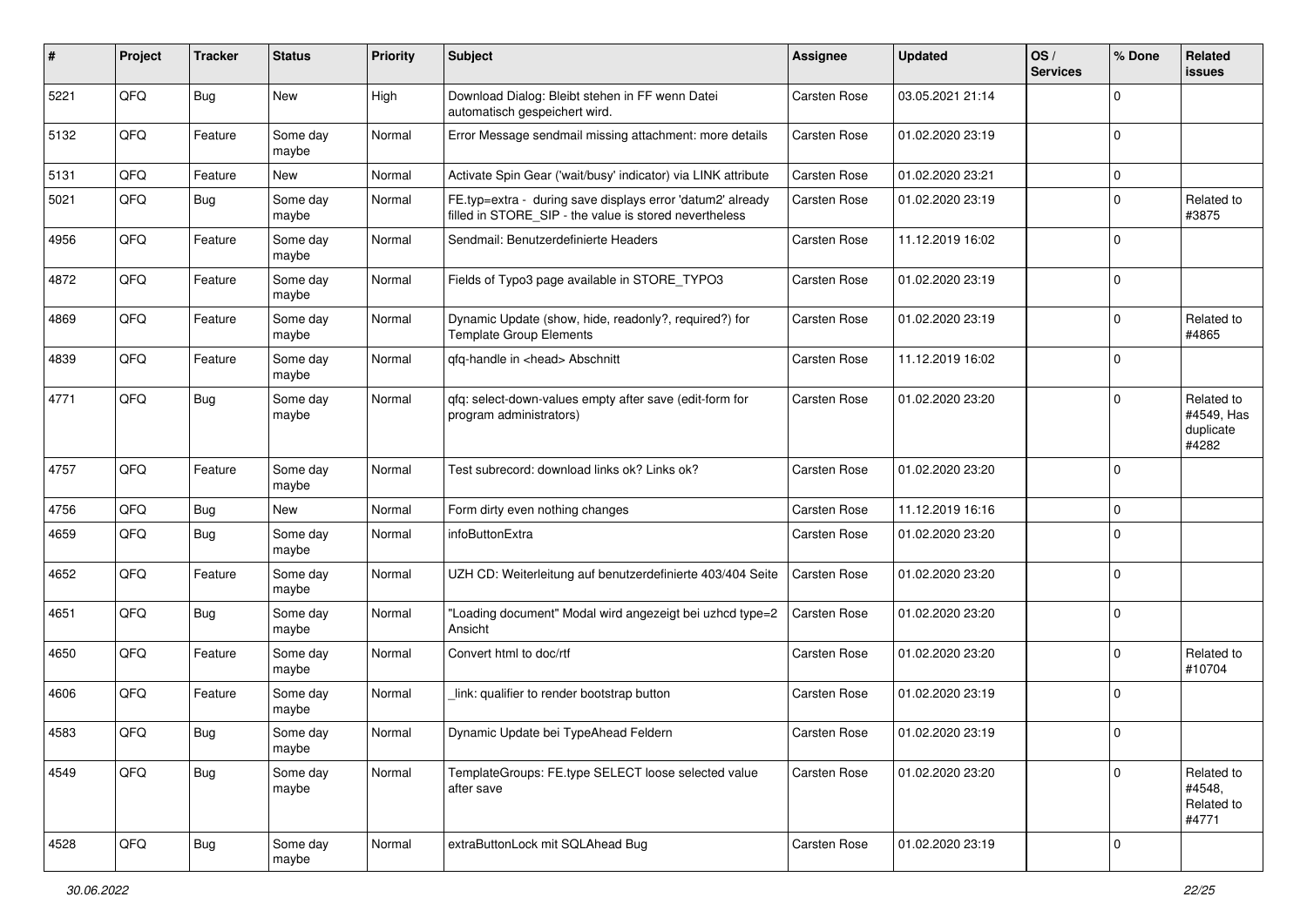| # | Project | Tracker | Status | Priority | Subject | Assignee | Updated | OS / Services | % Done | Related issues |
|---|---|---|---|---|---|---|---|---|---|---|
| 5221 | QFQ | Bug | New | High | Download Dialog: Bleibt stehen in FF wenn Datei automatisch gespeichert wird. | Carsten Rose | 03.05.2021 21:14 | | 0 | |
| 5132 | QFQ | Feature | Some day maybe | Normal | Error Message sendmail missing attachment: more details | Carsten Rose | 01.02.2020 23:19 | | 0 | |
| 5131 | QFQ | Feature | New | Normal | Activate Spin Gear ('wait/busy' indicator) via LINK attribute | Carsten Rose | 01.02.2020 23:21 | | 0 | |
| 5021 | QFQ | Bug | Some day maybe | Normal | FE.typ=extra - during save displays error 'datum2' already filled in STORE_SIP - the value is stored nevertheless | Carsten Rose | 01.02.2020 23:19 | | 0 | Related to #3875 |
| 4956 | QFQ | Feature | Some day maybe | Normal | Sendmail: Benutzerdefinierte Headers | Carsten Rose | 11.12.2019 16:02 | | 0 | |
| 4872 | QFQ | Feature | Some day maybe | Normal | Fields of Typo3 page available in STORE_TYPO3 | Carsten Rose | 01.02.2020 23:19 | | 0 | |
| 4869 | QFQ | Feature | Some day maybe | Normal | Dynamic Update (show, hide, readonly?, required?) for Template Group Elements | Carsten Rose | 01.02.2020 23:19 | | 0 | Related to #4865 |
| 4839 | QFQ | Feature | Some day maybe | Normal | qfq-handle in <head> Abschnitt | Carsten Rose | 11.12.2019 16:02 | | 0 | |
| 4771 | QFQ | Bug | Some day maybe | Normal | qfq: select-down-values empty after save (edit-form for program administrators) | Carsten Rose | 01.02.2020 23:20 | | 0 | Related to #4549, Has duplicate #4282 |
| 4757 | QFQ | Feature | Some day maybe | Normal | Test subrecord: download links ok? Links ok? | Carsten Rose | 01.02.2020 23:20 | | 0 | |
| 4756 | QFQ | Bug | New | Normal | Form dirty even nothing changes | Carsten Rose | 11.12.2019 16:16 | | 0 | |
| 4659 | QFQ | Bug | Some day maybe | Normal | infoButtonExtra | Carsten Rose | 01.02.2020 23:20 | | 0 | |
| 4652 | QFQ | Feature | Some day maybe | Normal | UZH CD: Weiterleitung auf benutzerdefinierte 403/404 Seite | Carsten Rose | 01.02.2020 23:20 | | 0 | |
| 4651 | QFQ | Bug | Some day maybe | Normal | "Loading document" Modal wird angezeigt bei uzhcd type=2 Ansicht | Carsten Rose | 01.02.2020 23:20 | | 0 | |
| 4650 | QFQ | Feature | Some day maybe | Normal | Convert html to doc/rtf | Carsten Rose | 01.02.2020 23:20 | | 0 | Related to #10704 |
| 4606 | QFQ | Feature | Some day maybe | Normal | _link: qualifier to render bootstrap button | Carsten Rose | 01.02.2020 23:19 | | 0 | |
| 4583 | QFQ | Bug | Some day maybe | Normal | Dynamic Update bei TypeAhead Feldern | Carsten Rose | 01.02.2020 23:19 | | 0 | |
| 4549 | QFQ | Bug | Some day maybe | Normal | TemplateGroups: FE.type SELECT loose selected value after save | Carsten Rose | 01.02.2020 23:20 | | 0 | Related to #4548, Related to #4771 |
| 4528 | QFQ | Bug | Some day maybe | Normal | extraButtonLock mit SQLAhead Bug | Carsten Rose | 01.02.2020 23:19 | | 0 | |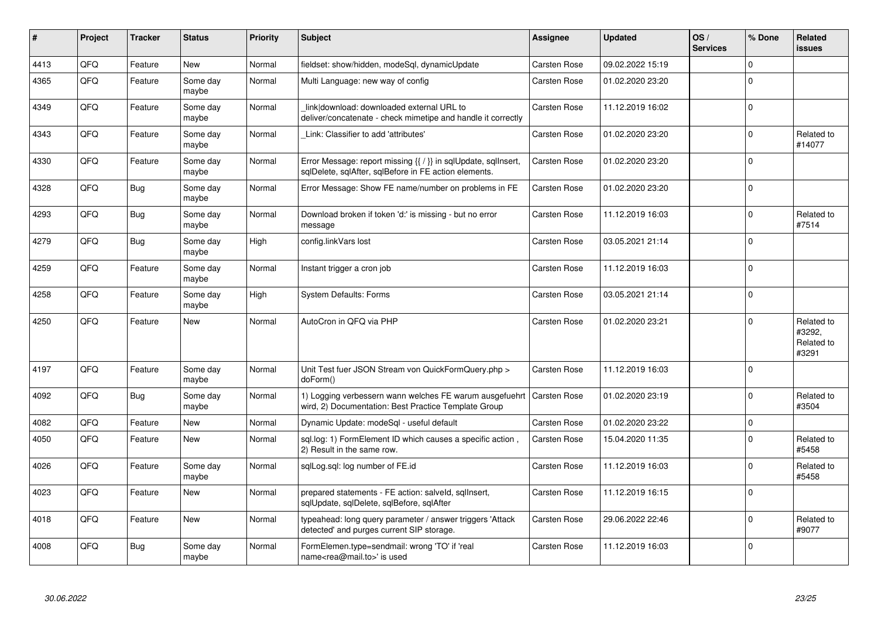| # | Project | Tracker | Status | Priority | Subject | Assignee | Updated | OS / Services | % Done | Related issues |
|---|---|---|---|---|---|---|---|---|---|---|
| 4413 | QFQ | Feature | New | Normal | fieldset: show/hidden, modeSql, dynamicUpdate | Carsten Rose | 09.02.2022 15:19 | | 0 | |
| 4365 | QFQ | Feature | Some day maybe | Normal | Multi Language: new way of config | Carsten Rose | 01.02.2020 23:20 | | 0 | |
| 4349 | QFQ | Feature | Some day maybe | Normal | _link\|download: downloaded external URL to deliver/concatenate - check mimetipe and handle it correctly | Carsten Rose | 11.12.2019 16:02 | | 0 | |
| 4343 | QFQ | Feature | Some day maybe | Normal | _Link: Classifier to add 'attributes' | Carsten Rose | 01.02.2020 23:20 | | 0 | Related to #14077 |
| 4330 | QFQ | Feature | Some day maybe | Normal | Error Message: report missing {{ / }} in sqlUpdate, sqlInsert, sqlDelete, sqlAfter, sqlBefore in FE action elements. | Carsten Rose | 01.02.2020 23:20 | | 0 | |
| 4328 | QFQ | Bug | Some day maybe | Normal | Error Message: Show FE name/number on problems in FE | Carsten Rose | 01.02.2020 23:20 | | 0 | |
| 4293 | QFQ | Bug | Some day maybe | Normal | Download broken if token 'd:' is missing - but no error message | Carsten Rose | 11.12.2019 16:03 | | 0 | Related to #7514 |
| 4279 | QFQ | Bug | Some day maybe | High | config.linkVars lost | Carsten Rose | 03.05.2021 21:14 | | 0 | |
| 4259 | QFQ | Feature | Some day maybe | Normal | Instant trigger a cron job | Carsten Rose | 11.12.2019 16:03 | | 0 | |
| 4258 | QFQ | Feature | Some day maybe | High | System Defaults: Forms | Carsten Rose | 03.05.2021 21:14 | | 0 | |
| 4250 | QFQ | Feature | New | Normal | AutoCron in QFQ via PHP | Carsten Rose | 01.02.2020 23:21 | | 0 | Related to #3292, Related to #3291 |
| 4197 | QFQ | Feature | Some day maybe | Normal | Unit Test fuer JSON Stream von QuickFormQuery.php > doForm() | Carsten Rose | 11.12.2019 16:03 | | 0 | |
| 4092 | QFQ | Bug | Some day maybe | Normal | 1) Logging verbessern wann welches FE warum ausgefuehrt wird, 2) Documentation: Best Practice Template Group | Carsten Rose | 01.02.2020 23:19 | | 0 | Related to #3504 |
| 4082 | QFQ | Feature | New | Normal | Dynamic Update: modeSql - useful default | Carsten Rose | 01.02.2020 23:22 | | 0 | |
| 4050 | QFQ | Feature | New | Normal | sql.log: 1) FormElement ID which causes a specific action , 2) Result in the same row. | Carsten Rose | 15.04.2020 11:35 | | 0 | Related to #5458 |
| 4026 | QFQ | Feature | Some day maybe | Normal | sqlLog.sql: log number of FE.id | Carsten Rose | 11.12.2019 16:03 | | 0 | Related to #5458 |
| 4023 | QFQ | Feature | New | Normal | prepared statements - FE action: salveld, sqlInsert, sqlUpdate, sqlDelete, sqlBefore, sqlAfter | Carsten Rose | 11.12.2019 16:15 | | 0 | |
| 4018 | QFQ | Feature | New | Normal | typeahead: long query parameter / answer triggers 'Attack detected' and purges current SIP storage. | Carsten Rose | 29.06.2022 22:46 | | 0 | Related to #9077 |
| 4008 | QFQ | Bug | Some day maybe | Normal | FormElemen.type=sendmail: wrong 'TO' if 'real name<rea@mail.to>' is used | Carsten Rose | 11.12.2019 16:03 | | 0 | |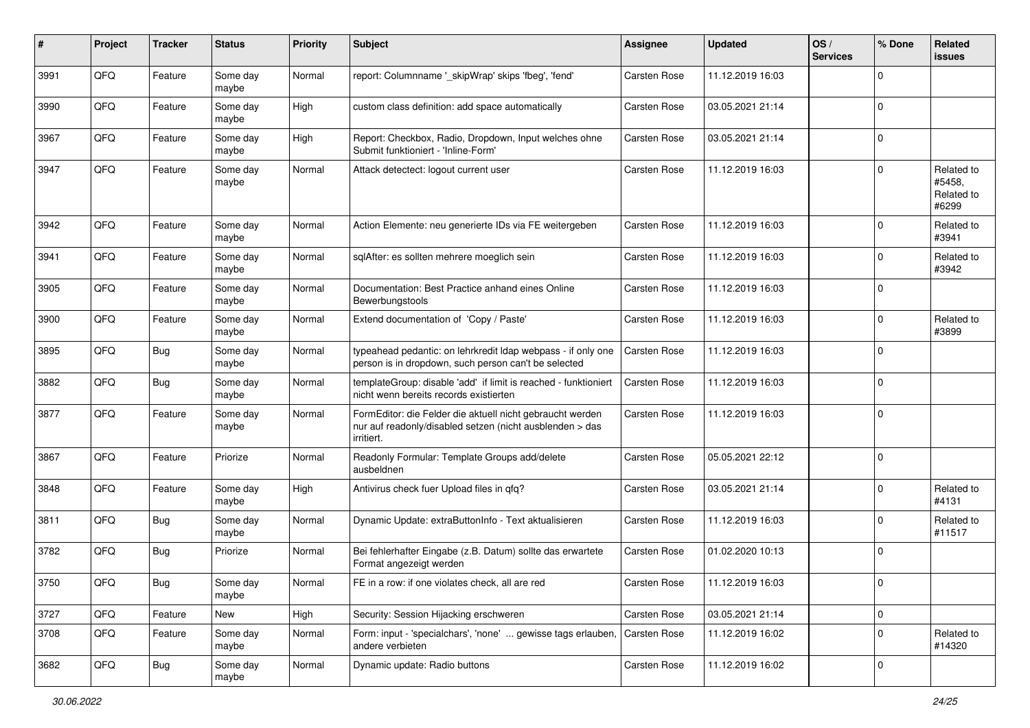| # | Project | Tracker | Status | Priority | Subject | Assignee | Updated | OS / Services | % Done | Related issues |
|---|---|---|---|---|---|---|---|---|---|---|
| 3991 | QFQ | Feature | Some day maybe | Normal | report: Columnname '_skipWrap' skips 'fbeg', 'fend' | Carsten Rose | 11.12.2019 16:03 | | 0 | |
| 3990 | QFQ | Feature | Some day maybe | High | custom class definition: add space automatically | Carsten Rose | 03.05.2021 21:14 | | 0 | |
| 3967 | QFQ | Feature | Some day maybe | High | Report: Checkbox, Radio, Dropdown, Input welches ohne Submit funktioniert - 'Inline-Form' | Carsten Rose | 03.05.2021 21:14 | | 0 | |
| 3947 | QFQ | Feature | Some day maybe | Normal | Attack detectect: logout current user | Carsten Rose | 11.12.2019 16:03 | | 0 | Related to #5458, Related to #6299 |
| 3942 | QFQ | Feature | Some day maybe | Normal | Action Elemente: neu generierte IDs via FE weitergeben | Carsten Rose | 11.12.2019 16:03 | | 0 | Related to #3941 |
| 3941 | QFQ | Feature | Some day maybe | Normal | sqlAfter: es sollten mehrere moeglich sein | Carsten Rose | 11.12.2019 16:03 | | 0 | Related to #3942 |
| 3905 | QFQ | Feature | Some day maybe | Normal | Documentation: Best Practice anhand eines Online Bewerbungstools | Carsten Rose | 11.12.2019 16:03 | | 0 | |
| 3900 | QFQ | Feature | Some day maybe | Normal | Extend documentation of 'Copy / Paste' | Carsten Rose | 11.12.2019 16:03 | | 0 | Related to #3899 |
| 3895 | QFQ | Bug | Some day maybe | Normal | typeahead pedantic: on lehrkredit ldap webpass - if only one person is in dropdown, such person can't be selected | Carsten Rose | 11.12.2019 16:03 | | 0 | |
| 3882 | QFQ | Bug | Some day maybe | Normal | templateGroup: disable 'add' if limit is reached - funktioniert nicht wenn bereits records existierten | Carsten Rose | 11.12.2019 16:03 | | 0 | |
| 3877 | QFQ | Feature | Some day maybe | Normal | FormEditor: die Felder die aktuell nicht gebraucht werden nur auf readonly/disabled setzen (nicht ausblenden > das irritiert. | Carsten Rose | 11.12.2019 16:03 | | 0 | |
| 3867 | QFQ | Feature | Priorize | Normal | Readonly Formular: Template Groups add/delete ausbeldnen | Carsten Rose | 05.05.2021 22:12 | | 0 | |
| 3848 | QFQ | Feature | Some day maybe | High | Antivirus check fuer Upload files in qfq? | Carsten Rose | 03.05.2021 21:14 | | 0 | Related to #4131 |
| 3811 | QFQ | Bug | Some day maybe | Normal | Dynamic Update: extraButtonInfo - Text aktualisieren | Carsten Rose | 11.12.2019 16:03 | | 0 | Related to #11517 |
| 3782 | QFQ | Bug | Priorize | Normal | Bei fehlerhafter Eingabe (z.B. Datum) sollte das erwartete Format angezeigt werden | Carsten Rose | 01.02.2020 10:13 | | 0 | |
| 3750 | QFQ | Bug | Some day maybe | Normal | FE in a row: if one violates check, all are red | Carsten Rose | 11.12.2019 16:03 | | 0 | |
| 3727 | QFQ | Feature | New | High | Security: Session Hijacking erschweren | Carsten Rose | 03.05.2021 21:14 | | 0 | |
| 3708 | QFQ | Feature | Some day maybe | Normal | Form: input - 'specialchars', 'none' ... gewisse tags erlauben, andere verbieten | Carsten Rose | 11.12.2019 16:02 | | 0 | Related to #14320 |
| 3682 | QFQ | Bug | Some day maybe | Normal | Dynamic update: Radio buttons | Carsten Rose | 11.12.2019 16:02 | | 0 | |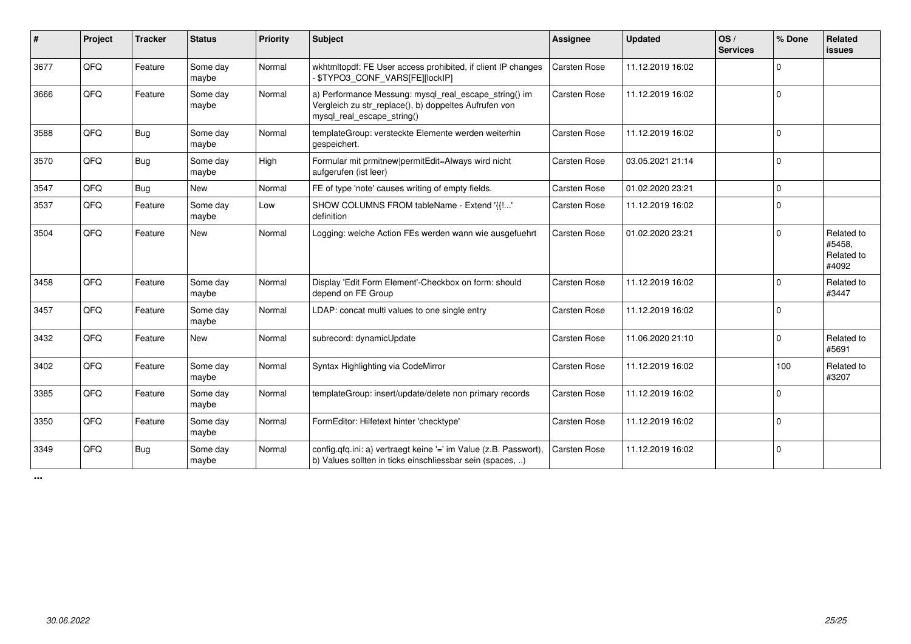| # | Project | Tracker | Status | Priority | Subject | Assignee | Updated | OS / Services | % Done | Related issues |
|---|---|---|---|---|---|---|---|---|---|---|
| 3677 | QFQ | Feature | Some day maybe | Normal | wkhtmltopdf: FE User access prohibited, if client IP changes - $TYPO3_CONF_VARS[FE][lockIP] | Carsten Rose | 11.12.2019 16:02 | | 0 | |
| 3666 | QFQ | Feature | Some day maybe | Normal | a) Performance Messung: mysql_real_escape_string() im Vergleich zu str_replace(), b) doppeltes Aufrufen von mysql_real_escape_string() | Carsten Rose | 11.12.2019 16:02 | | 0 | |
| 3588 | QFQ | Bug | Some day maybe | Normal | templateGroup: versteckte Elemente werden weiterhin gespeichert. | Carsten Rose | 11.12.2019 16:02 | | 0 | |
| 3570 | QFQ | Bug | Some day maybe | High | Formular mit prmitnew\|permitEdit=Always wird nicht aufgerufen (ist leer) | Carsten Rose | 03.05.2021 21:14 | | 0 | |
| 3547 | QFQ | Bug | New | Normal | FE of type 'note' causes writing of empty fields. | Carsten Rose | 01.02.2020 23:21 | | 0 | |
| 3537 | QFQ | Feature | Some day maybe | Low | SHOW COLUMNS FROM tableName - Extend '{{!...' definition | Carsten Rose | 11.12.2019 16:02 | | 0 | |
| 3504 | QFQ | Feature | New | Normal | Logging: welche Action FEs werden wann wie ausgefuehrt | Carsten Rose | 01.02.2020 23:21 | | 0 | Related to #5458, Related to #4092 |
| 3458 | QFQ | Feature | Some day maybe | Normal | Display 'Edit Form Element'-Checkbox on form: should depend on FE Group | Carsten Rose | 11.12.2019 16:02 | | 0 | Related to #3447 |
| 3457 | QFQ | Feature | Some day maybe | Normal | LDAP: concat multi values to one single entry | Carsten Rose | 11.12.2019 16:02 | | 0 | |
| 3432 | QFQ | Feature | New | Normal | subrecord: dynamicUpdate | Carsten Rose | 11.06.2020 21:10 | | 0 | Related to #5691 |
| 3402 | QFQ | Feature | Some day maybe | Normal | Syntax Highlighting via CodeMirror | Carsten Rose | 11.12.2019 16:02 | | 100 | Related to #3207 |
| 3385 | QFQ | Feature | Some day maybe | Normal | templateGroup: insert/update/delete non primary records | Carsten Rose | 11.12.2019 16:02 | | 0 | |
| 3350 | QFQ | Feature | Some day maybe | Normal | FormEditor: Hilfetext hinter 'checktype' | Carsten Rose | 11.12.2019 16:02 | | 0 | |
| 3349 | QFQ | Bug | Some day maybe | Normal | config.qfq.ini: a) vertraegt keine '=' im Value (z.B. Passwort), b) Values sollten in ticks einschliessbar sein (spaces, ..) | Carsten Rose | 11.12.2019 16:02 | | 0 | |

...